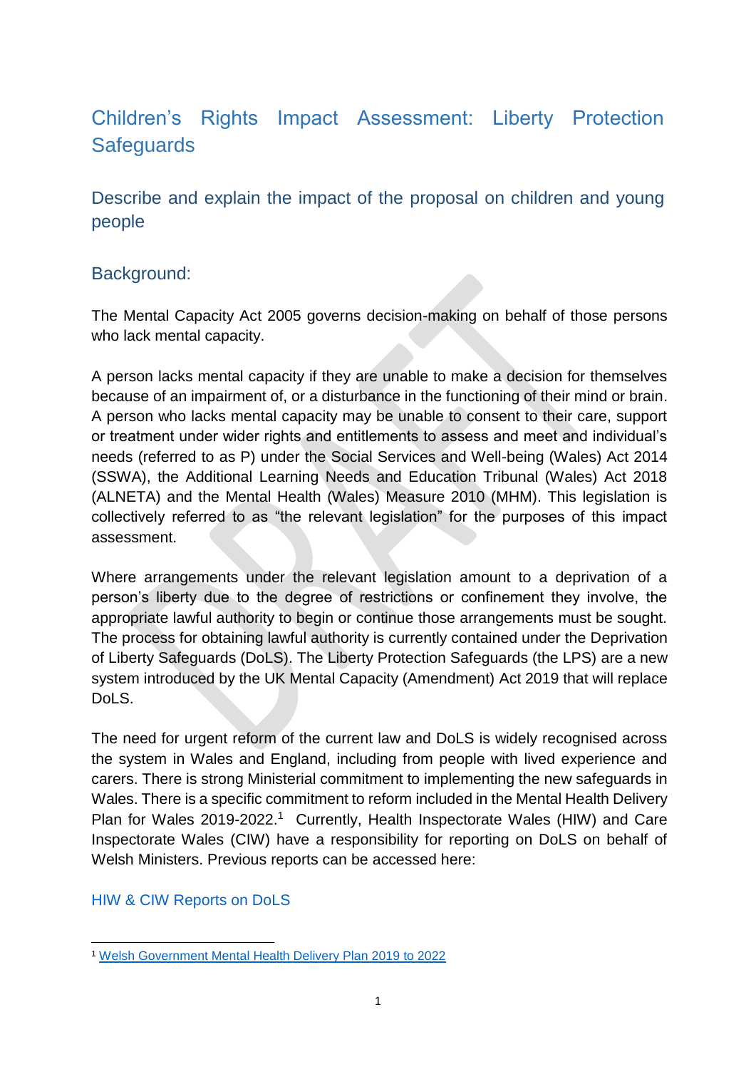# Children's Rights Impact Assessment: Liberty Protection Safeguards

## Describe and explain the impact of the proposal on children and young people

### Background:

The Mental Capacity Act 2005 governs decision-making on behalf of those persons who lack mental capacity.

A person lacks mental capacity if they are unable to make a decision for themselves because of an impairment of, or a disturbance in the functioning of their mind or brain. A person who lacks mental capacity may be unable to consent to their care, support or treatment under wider rights and entitlements to assess and meet and individual's needs (referred to as P) under the Social Services and Well-being (Wales) Act 2014 (SSWA), the Additional Learning Needs and Education Tribunal (Wales) Act 2018 (ALNETA) and the Mental Health (Wales) Measure 2010 (MHM). This legislation is collectively referred to as "the relevant legislation" for the purposes of this impact assessment.

Where arrangements under the relevant legislation amount to a deprivation of a person's liberty due to the degree of restrictions or confinement they involve, the appropriate lawful authority to begin or continue those arrangements must be sought. The process for obtaining lawful authority is currently contained under the Deprivation of Liberty Safeguards (DoLS). The Liberty Protection Safeguards (the LPS) are a new system introduced by the UK Mental Capacity (Amendment) Act 2019 that will replace DoLS.

The need for urgent reform of the current law and DoLS is widely recognised across the system in Wales and England, including from people with lived experience and carers. There is strong Ministerial commitment to implementing the new safeguards in Wales. There is a specific commitment to reform included in the Mental Health Delivery Plan for Wales 2019-2022.[1] Currently, Health Inspectorate Wales (HIW) and Care Inspectorate Wales (CIW) have a responsibility for reporting on DoLS on behalf of Welsh Ministers. Previous reports can be accessed here:

HIW & CIW Reports on DoLS

[1] Welsh Government Mental Health Delivery Plan 2019 to 2022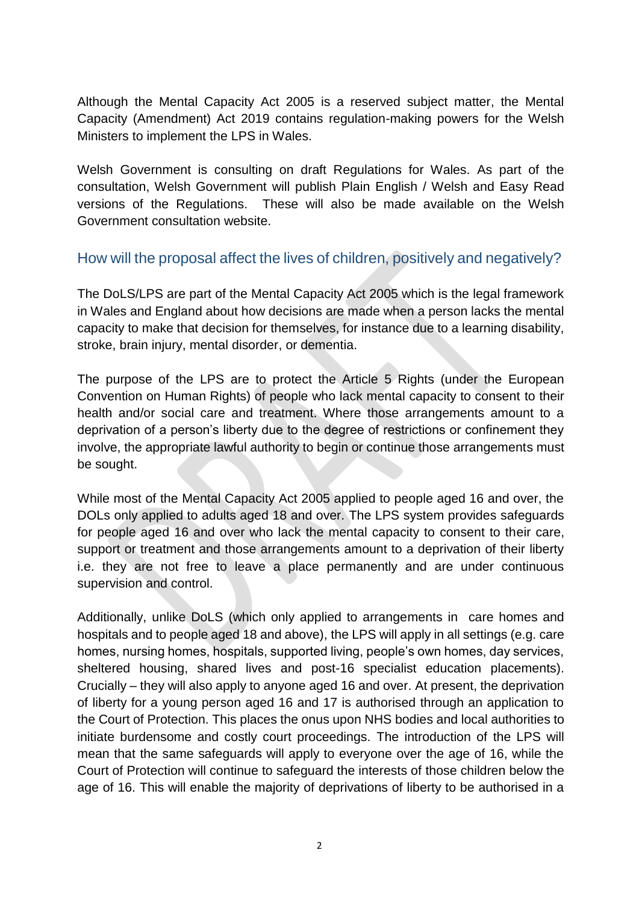Although the Mental Capacity Act 2005 is a reserved subject matter, the Mental Capacity (Amendment) Act 2019 contains regulation-making powers for the Welsh Ministers to implement the LPS in Wales.

Welsh Government is consulting on draft Regulations for Wales. As part of the consultation, Welsh Government will publish Plain English / Welsh and Easy Read versions of the Regulations. These will also be made available on the Welsh Government consultation website.

## How will the proposal affect the lives of children, positively and negatively?

The DoLS/LPS are part of the Mental Capacity Act 2005 which is the legal framework in Wales and England about how decisions are made when a person lacks the mental capacity to make that decision for themselves, for instance due to a learning disability, stroke, brain injury, mental disorder, or dementia.

The purpose of the LPS are to protect the Article 5 Rights (under the European Convention on Human Rights) of people who lack mental capacity to consent to their health and/or social care and treatment. Where those arrangements amount to a deprivation of a person's liberty due to the degree of restrictions or confinement they involve, the appropriate lawful authority to begin or continue those arrangements must be sought.

While most of the Mental Capacity Act 2005 applied to people aged 16 and over, the DOLs only applied to adults aged 18 and over. The LPS system provides safeguards for people aged 16 and over who lack the mental capacity to consent to their care, support or treatment and those arrangements amount to a deprivation of their liberty i.e. they are not free to leave a place permanently and are under continuous supervision and control.

Additionally, unlike DoLS (which only applied to arrangements in care homes and hospitals and to people aged 18 and above), the LPS will apply in all settings (e.g. care homes, nursing homes, hospitals, supported living, people's own homes, day services, sheltered housing, shared lives and post-16 specialist education placements). Crucially – they will also apply to anyone aged 16 and over. At present, the deprivation of liberty for a young person aged 16 and 17 is authorised through an application to the Court of Protection. This places the onus upon NHS bodies and local authorities to initiate burdensome and costly court proceedings. The introduction of the LPS will mean that the same safeguards will apply to everyone over the age of 16, while the Court of Protection will continue to safeguard the interests of those children below the age of 16. This will enable the majority of deprivations of liberty to be authorised in a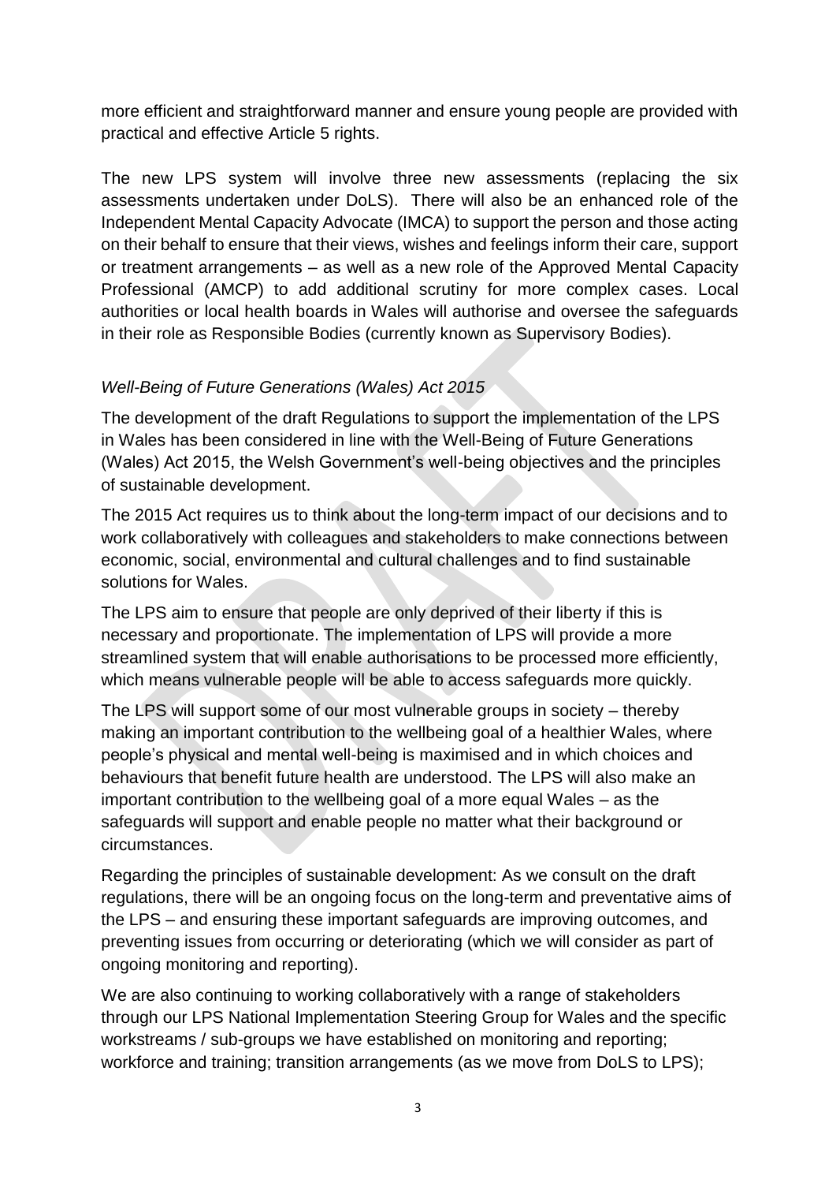more efficient and straightforward manner and ensure young people are provided with practical and effective Article 5 rights.

The new LPS system will involve three new assessments (replacing the six assessments undertaken under DoLS). There will also be an enhanced role of the Independent Mental Capacity Advocate (IMCA) to support the person and those acting on their behalf to ensure that their views, wishes and feelings inform their care, support or treatment arrangements – as well as a new role of the Approved Mental Capacity Professional (AMCP) to add additional scrutiny for more complex cases. Local authorities or local health boards in Wales will authorise and oversee the safeguards in their role as Responsible Bodies (currently known as Supervisory Bodies).

*Well-Being of Future Generations (Wales) Act 2015*

The development of the draft Regulations to support the implementation of the LPS in Wales has been considered in line with the Well-Being of Future Generations (Wales) Act 2015, the Welsh Government's well-being objectives and the principles of sustainable development.

The 2015 Act requires us to think about the long-term impact of our decisions and to work collaboratively with colleagues and stakeholders to make connections between economic, social, environmental and cultural challenges and to find sustainable solutions for Wales.

The LPS aim to ensure that people are only deprived of their liberty if this is necessary and proportionate. The implementation of LPS will provide a more streamlined system that will enable authorisations to be processed more efficiently, which means vulnerable people will be able to access safeguards more quickly.

The LPS will support some of our most vulnerable groups in society – thereby making an important contribution to the wellbeing goal of a healthier Wales, where people's physical and mental well-being is maximised and in which choices and behaviours that benefit future health are understood. The LPS will also make an important contribution to the wellbeing goal of a more equal Wales – as the safeguards will support and enable people no matter what their background or circumstances.

Regarding the principles of sustainable development: As we consult on the draft regulations, there will be an ongoing focus on the long-term and preventative aims of the LPS – and ensuring these important safeguards are improving outcomes, and preventing issues from occurring or deteriorating (which we will consider as part of ongoing monitoring and reporting).

We are also continuing to working collaboratively with a range of stakeholders through our LPS National Implementation Steering Group for Wales and the specific workstreams / sub-groups we have established on monitoring and reporting; workforce and training; transition arrangements (as we move from DoLS to LPS);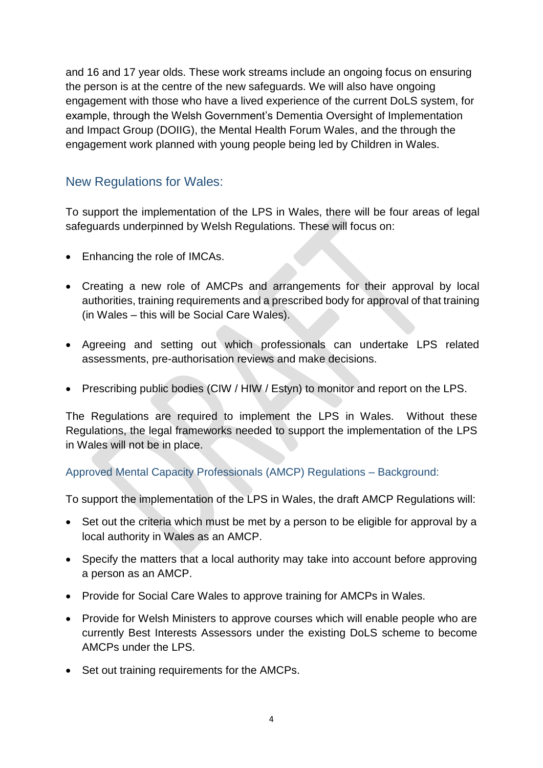and 16 and 17 year olds. These work streams include an ongoing focus on ensuring the person is at the centre of the new safeguards. We will also have ongoing engagement with those who have a lived experience of the current DoLS system, for example, through the Welsh Government's Dementia Oversight of Implementation and Impact Group (DOIIG), the Mental Health Forum Wales, and the through the engagement work planned with young people being led by Children in Wales.

## New Regulations for Wales:

To support the implementation of the LPS in Wales, there will be four areas of legal safeguards underpinned by Welsh Regulations. These will focus on:

- Enhancing the role of IMCAs.
- Creating a new role of AMCPs and arrangements for their approval by local authorities, training requirements and a prescribed body for approval of that training (in Wales – this will be Social Care Wales).
- Agreeing and setting out which professionals can undertake LPS related assessments, pre-authorisation reviews and make decisions.
- Prescribing public bodies (CIW / HIW / Estyn) to monitor and report on the LPS.

The Regulations are required to implement the LPS in Wales. Without these Regulations, the legal frameworks needed to support the implementation of the LPS in Wales will not be in place.

### Approved Mental Capacity Professionals (AMCP) Regulations – Background:

To support the implementation of the LPS in Wales, the draft AMCP Regulations will:

- Set out the criteria which must be met by a person to be eligible for approval by a local authority in Wales as an AMCP.
- Specify the matters that a local authority may take into account before approving a person as an AMCP.
- Provide for Social Care Wales to approve training for AMCPs in Wales.
- Provide for Welsh Ministers to approve courses which will enable people who are currently Best Interests Assessors under the existing DoLS scheme to become AMCPs under the LPS.
- Set out training requirements for the AMCPs.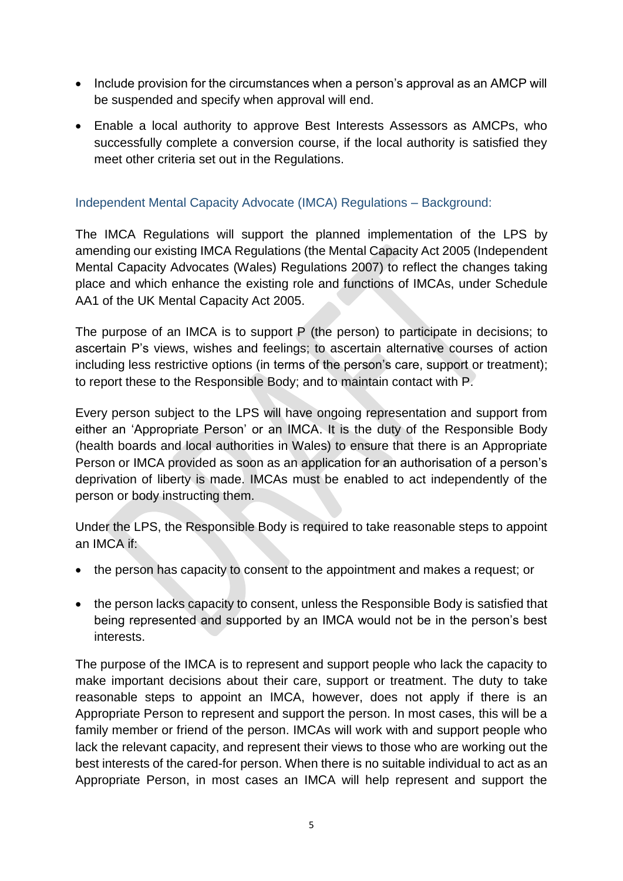- Include provision for the circumstances when a person's approval as an AMCP will be suspended and specify when approval will end.
- Enable a local authority to approve Best Interests Assessors as AMCPs, who successfully complete a conversion course, if the local authority is satisfied they meet other criteria set out in the Regulations.

### Independent Mental Capacity Advocate (IMCA) Regulations – Background:

The IMCA Regulations will support the planned implementation of the LPS by amending our existing IMCA Regulations (the Mental Capacity Act 2005 (Independent Mental Capacity Advocates (Wales) Regulations 2007) to reflect the changes taking place and which enhance the existing role and functions of IMCAs, under Schedule AA1 of the UK Mental Capacity Act 2005.

The purpose of an IMCA is to support P (the person) to participate in decisions; to ascertain P's views, wishes and feelings; to ascertain alternative courses of action including less restrictive options (in terms of the person's care, support or treatment); to report these to the Responsible Body; and to maintain contact with P.

Every person subject to the LPS will have ongoing representation and support from either an 'Appropriate Person' or an IMCA. It is the duty of the Responsible Body (health boards and local authorities in Wales) to ensure that there is an Appropriate Person or IMCA provided as soon as an application for an authorisation of a person's deprivation of liberty is made. IMCAs must be enabled to act independently of the person or body instructing them.

Under the LPS, the Responsible Body is required to take reasonable steps to appoint an IMCA if:

- the person has capacity to consent to the appointment and makes a request; or
- the person lacks capacity to consent, unless the Responsible Body is satisfied that being represented and supported by an IMCA would not be in the person's best interests.

The purpose of the IMCA is to represent and support people who lack the capacity to make important decisions about their care, support or treatment. The duty to take reasonable steps to appoint an IMCA, however, does not apply if there is an Appropriate Person to represent and support the person. In most cases, this will be a family member or friend of the person. IMCAs will work with and support people who lack the relevant capacity, and represent their views to those who are working out the best interests of the cared-for person. When there is no suitable individual to act as an Appropriate Person, in most cases an IMCA will help represent and support the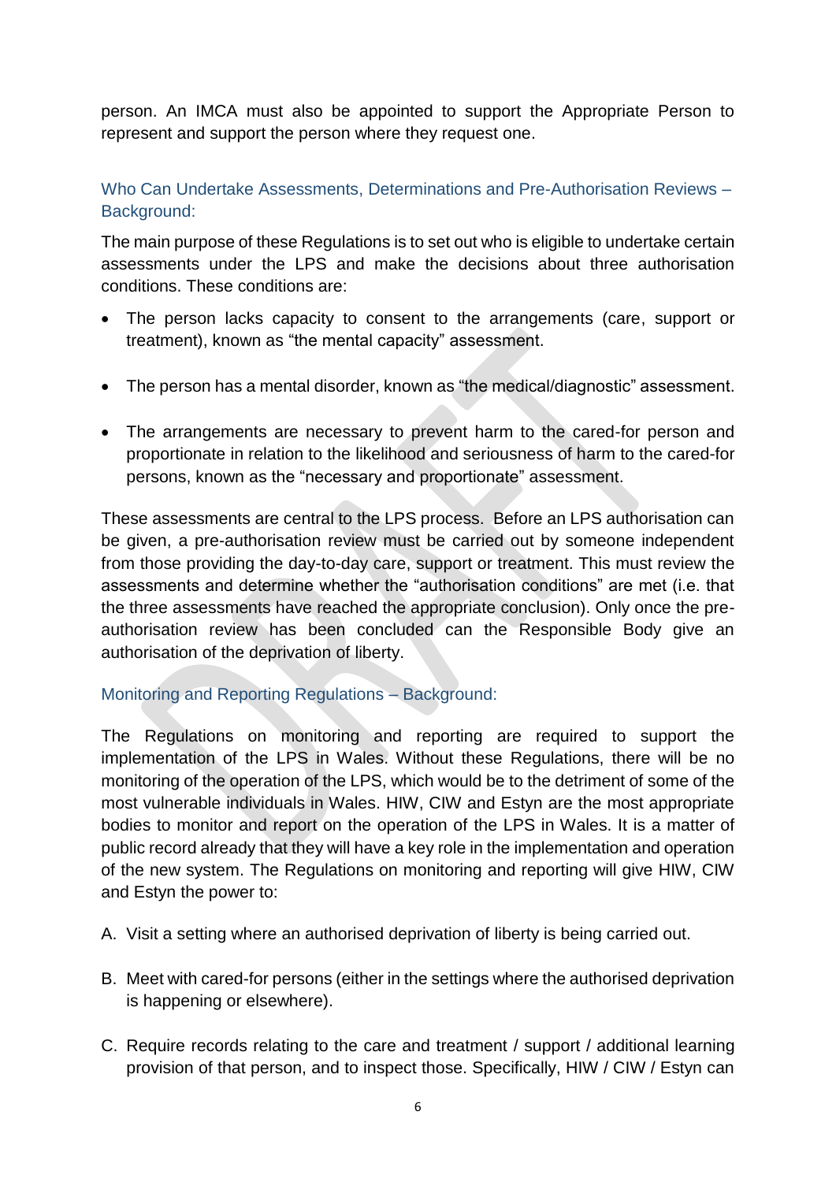person. An IMCA must also be appointed to support the Appropriate Person to represent and support the person where they request one.

### Who Can Undertake Assessments, Determinations and Pre-Authorisation Reviews – Background:

The main purpose of these Regulations is to set out who is eligible to undertake certain assessments under the LPS and make the decisions about three authorisation conditions. These conditions are:

- The person lacks capacity to consent to the arrangements (care, support or treatment), known as "the mental capacity" assessment.

- The person has a mental disorder, known as "the medical/diagnostic" assessment.

- The arrangements are necessary to prevent harm to the cared-for person and proportionate in relation to the likelihood and seriousness of harm to the cared-for persons, known as the "necessary and proportionate" assessment.

These assessments are central to the LPS process. Before an LPS authorisation can be given, a pre-authorisation review must be carried out by someone independent from those providing the day-to-day care, support or treatment. This must review the assessments and determine whether the "authorisation conditions" are met (i.e. that the three assessments have reached the appropriate conclusion). Only once the pre-authorisation review has been concluded can the Responsible Body give an authorisation of the deprivation of liberty.

### Monitoring and Reporting Regulations – Background:

The Regulations on monitoring and reporting are required to support the implementation of the LPS in Wales. Without these Regulations, there will be no monitoring of the operation of the LPS, which would be to the detriment of some of the most vulnerable individuals in Wales. HIW, CIW and Estyn are the most appropriate bodies to monitor and report on the operation of the LPS in Wales. It is a matter of public record already that they will have a key role in the implementation and operation of the new system. The Regulations on monitoring and reporting will give HIW, CIW and Estyn the power to:

A. Visit a setting where an authorised deprivation of liberty is being carried out.

B. Meet with cared-for persons (either in the settings where the authorised deprivation is happening or elsewhere).

C. Require records relating to the care and treatment / support / additional learning provision of that person, and to inspect those. Specifically, HIW / CIW / Estyn can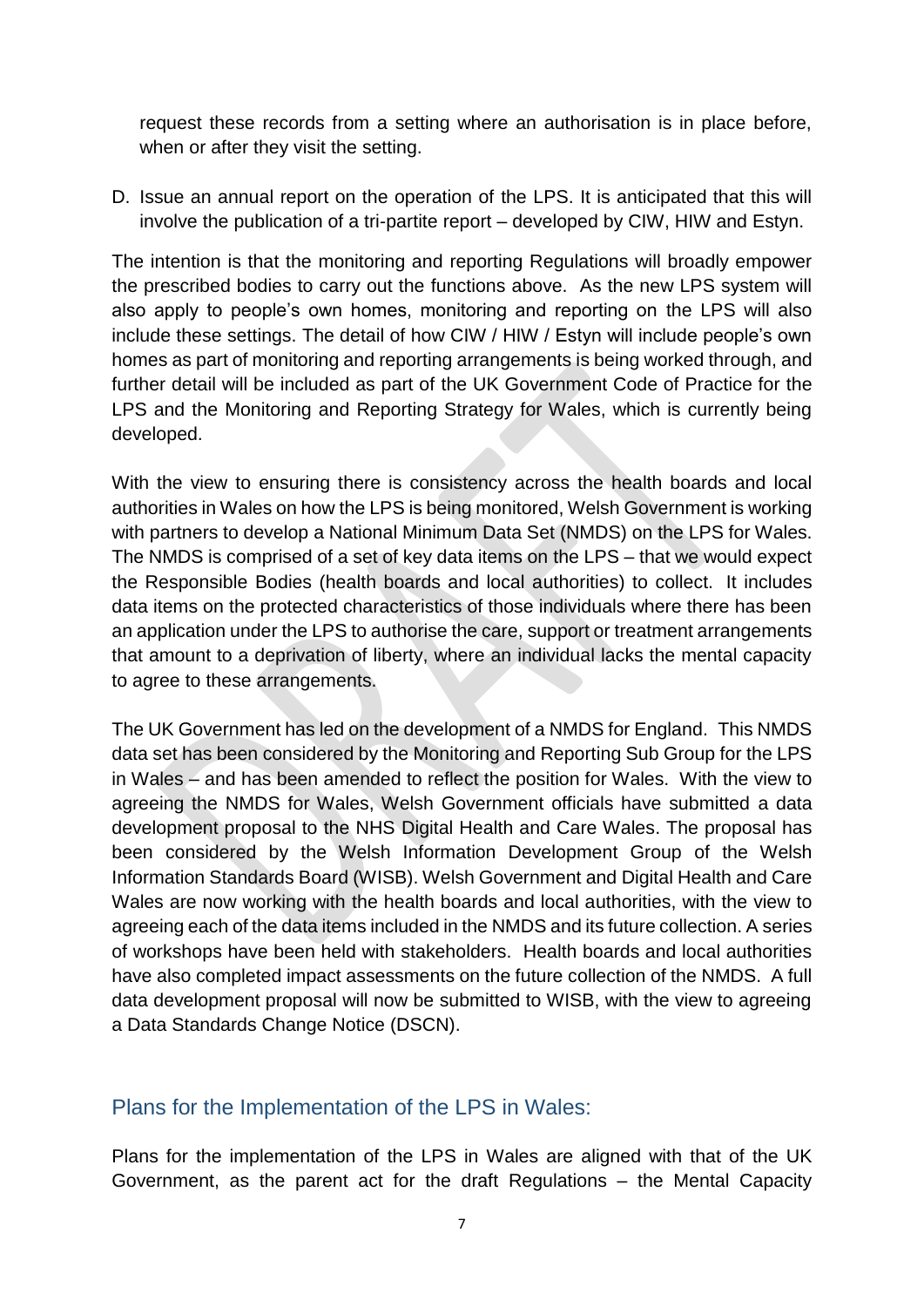request these records from a setting where an authorisation is in place before, when or after they visit the setting.

D. Issue an annual report on the operation of the LPS. It is anticipated that this will involve the publication of a tri-partite report – developed by CIW, HIW and Estyn.

The intention is that the monitoring and reporting Regulations will broadly empower the prescribed bodies to carry out the functions above. As the new LPS system will also apply to people's own homes, monitoring and reporting on the LPS will also include these settings. The detail of how CIW / HIW / Estyn will include people's own homes as part of monitoring and reporting arrangements is being worked through, and further detail will be included as part of the UK Government Code of Practice for the LPS and the Monitoring and Reporting Strategy for Wales, which is currently being developed.

With the view to ensuring there is consistency across the health boards and local authorities in Wales on how the LPS is being monitored, Welsh Government is working with partners to develop a National Minimum Data Set (NMDS) on the LPS for Wales. The NMDS is comprised of a set of key data items on the LPS – that we would expect the Responsible Bodies (health boards and local authorities) to collect. It includes data items on the protected characteristics of those individuals where there has been an application under the LPS to authorise the care, support or treatment arrangements that amount to a deprivation of liberty, where an individual lacks the mental capacity to agree to these arrangements.

The UK Government has led on the development of a NMDS for England. This NMDS data set has been considered by the Monitoring and Reporting Sub Group for the LPS in Wales – and has been amended to reflect the position for Wales. With the view to agreeing the NMDS for Wales, Welsh Government officials have submitted a data development proposal to the NHS Digital Health and Care Wales. The proposal has been considered by the Welsh Information Development Group of the Welsh Information Standards Board (WISB). Welsh Government and Digital Health and Care Wales are now working with the health boards and local authorities, with the view to agreeing each of the data items included in the NMDS and its future collection. A series of workshops have been held with stakeholders. Health boards and local authorities have also completed impact assessments on the future collection of the NMDS. A full data development proposal will now be submitted to WISB, with the view to agreeing a Data Standards Change Notice (DSCN).

## Plans for the Implementation of the LPS in Wales:

Plans for the implementation of the LPS in Wales are aligned with that of the UK Government, as the parent act for the draft Regulations – the Mental Capacity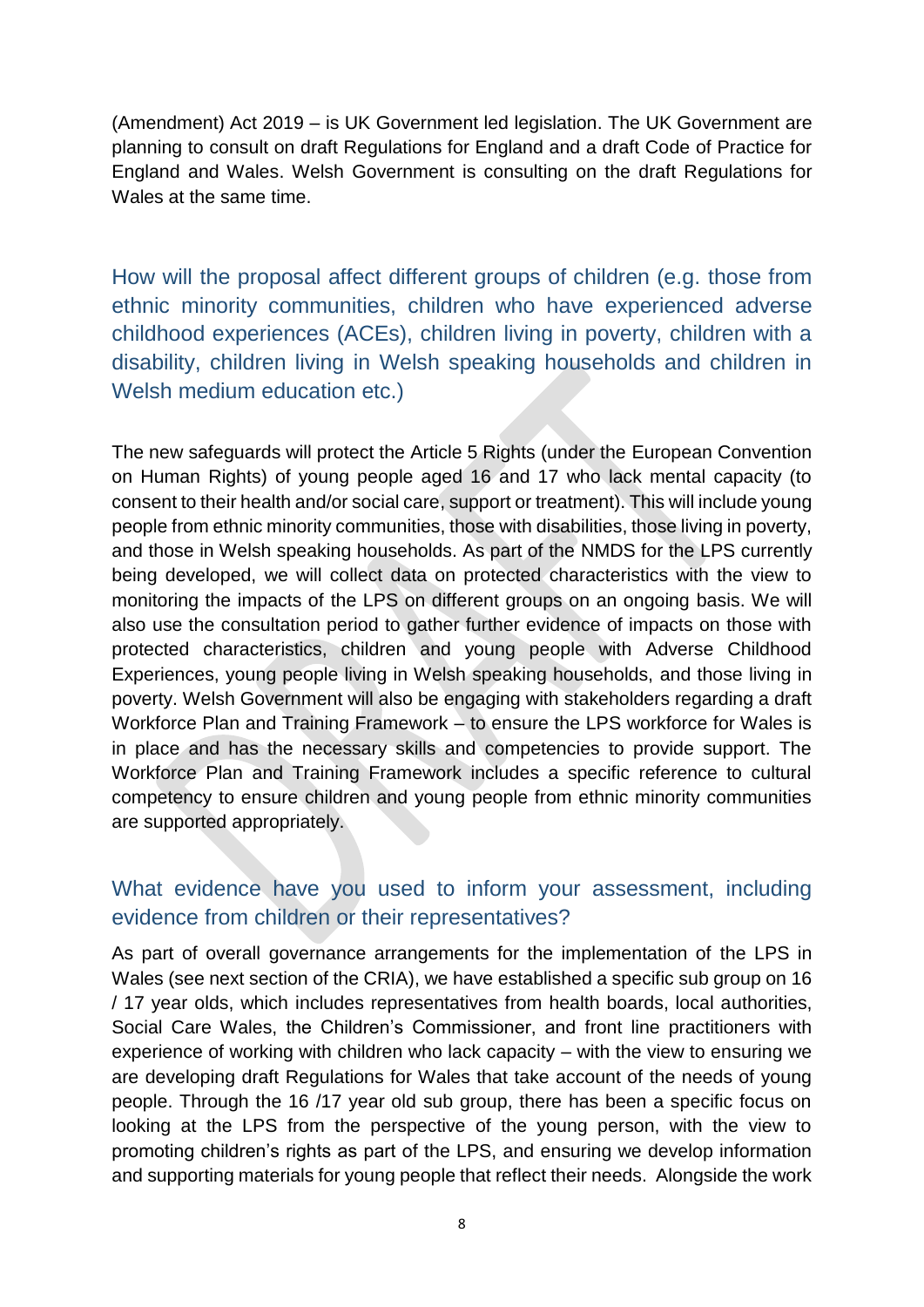(Amendment) Act 2019 – is UK Government led legislation. The UK Government are planning to consult on draft Regulations for England and a draft Code of Practice for England and Wales. Welsh Government is consulting on the draft Regulations for Wales at the same time.

## How will the proposal affect different groups of children (e.g. those from ethnic minority communities, children who have experienced adverse childhood experiences (ACEs), children living in poverty, children with a disability, children living in Welsh speaking households and children in Welsh medium education etc.)

The new safeguards will protect the Article 5 Rights (under the European Convention on Human Rights) of young people aged 16 and 17 who lack mental capacity (to consent to their health and/or social care, support or treatment). This will include young people from ethnic minority communities, those with disabilities, those living in poverty, and those in Welsh speaking households. As part of the NMDS for the LPS currently being developed, we will collect data on protected characteristics with the view to monitoring the impacts of the LPS on different groups on an ongoing basis. We will also use the consultation period to gather further evidence of impacts on those with protected characteristics, children and young people with Adverse Childhood Experiences, young people living in Welsh speaking households, and those living in poverty. Welsh Government will also be engaging with stakeholders regarding a draft Workforce Plan and Training Framework – to ensure the LPS workforce for Wales is in place and has the necessary skills and competencies to provide support. The Workforce Plan and Training Framework includes a specific reference to cultural competency to ensure children and young people from ethnic minority communities are supported appropriately.

## What evidence have you used to inform your assessment, including evidence from children or their representatives?

As part of overall governance arrangements for the implementation of the LPS in Wales (see next section of the CRIA), we have established a specific sub group on 16 / 17 year olds, which includes representatives from health boards, local authorities, Social Care Wales, the Children's Commissioner, and front line practitioners with experience of working with children who lack capacity – with the view to ensuring we are developing draft Regulations for Wales that take account of the needs of young people. Through the 16 /17 year old sub group, there has been a specific focus on looking at the LPS from the perspective of the young person, with the view to promoting children's rights as part of the LPS, and ensuring we develop information and supporting materials for young people that reflect their needs. Alongside the work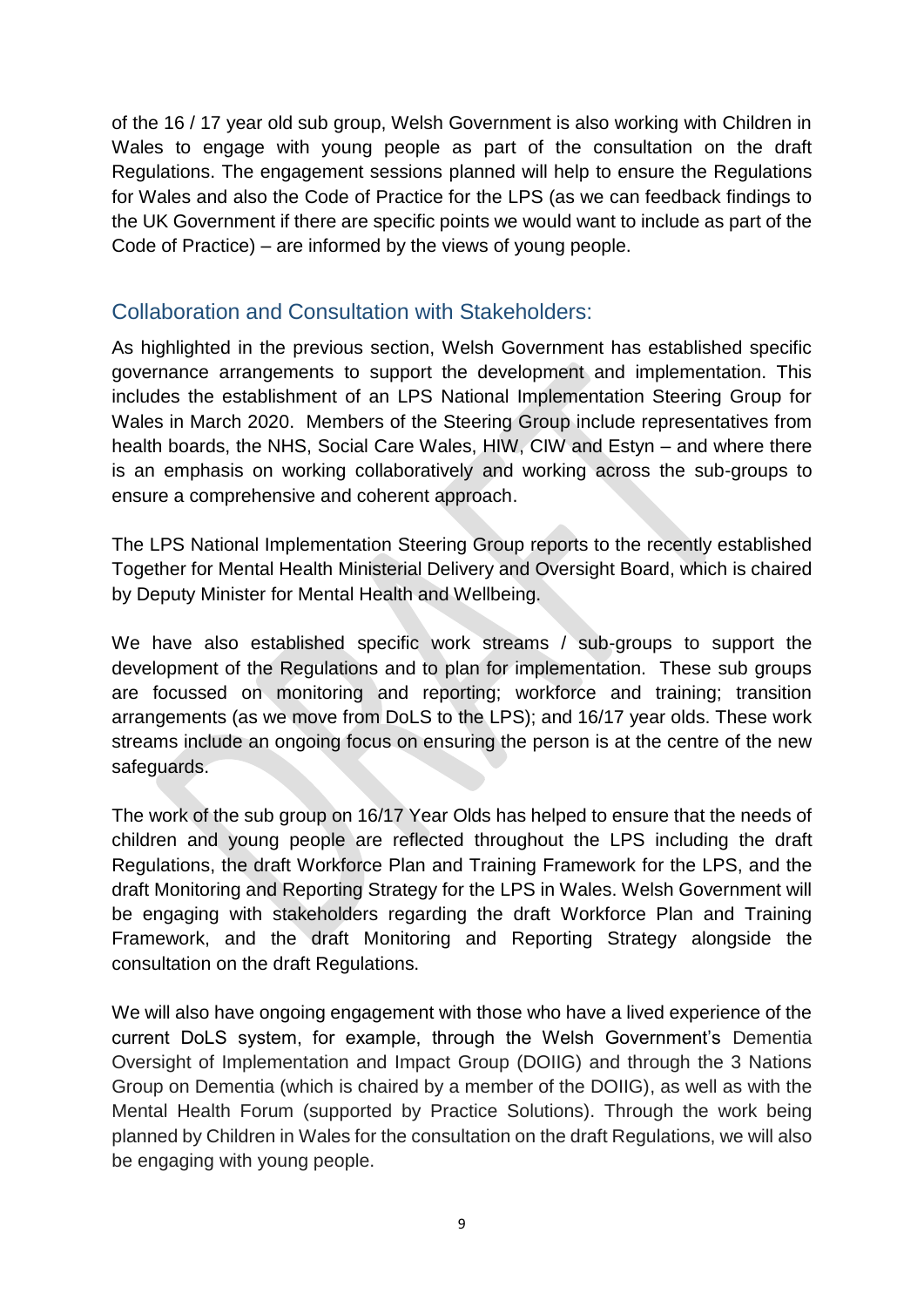of the 16 / 17 year old sub group, Welsh Government is also working with Children in Wales to engage with young people as part of the consultation on the draft Regulations. The engagement sessions planned will help to ensure the Regulations for Wales and also the Code of Practice for the LPS (as we can feedback findings to the UK Government if there are specific points we would want to include as part of the Code of Practice) – are informed by the views of young people.

## Collaboration and Consultation with Stakeholders:

As highlighted in the previous section, Welsh Government has established specific governance arrangements to support the development and implementation. This includes the establishment of an LPS National Implementation Steering Group for Wales in March 2020. Members of the Steering Group include representatives from health boards, the NHS, Social Care Wales, HIW, CIW and Estyn – and where there is an emphasis on working collaboratively and working across the sub-groups to ensure a comprehensive and coherent approach.

The LPS National Implementation Steering Group reports to the recently established Together for Mental Health Ministerial Delivery and Oversight Board, which is chaired by Deputy Minister for Mental Health and Wellbeing.

We have also established specific work streams / sub-groups to support the development of the Regulations and to plan for implementation. These sub groups are focussed on monitoring and reporting; workforce and training; transition arrangements (as we move from DoLS to the LPS); and 16/17 year olds. These work streams include an ongoing focus on ensuring the person is at the centre of the new safeguards.

The work of the sub group on 16/17 Year Olds has helped to ensure that the needs of children and young people are reflected throughout the LPS including the draft Regulations, the draft Workforce Plan and Training Framework for the LPS, and the draft Monitoring and Reporting Strategy for the LPS in Wales. Welsh Government will be engaging with stakeholders regarding the draft Workforce Plan and Training Framework, and the draft Monitoring and Reporting Strategy alongside the consultation on the draft Regulations.

We will also have ongoing engagement with those who have a lived experience of the current DoLS system, for example, through the Welsh Government's Dementia Oversight of Implementation and Impact Group (DOIIG) and through the 3 Nations Group on Dementia (which is chaired by a member of the DOIIG), as well as with the Mental Health Forum (supported by Practice Solutions). Through the work being planned by Children in Wales for the consultation on the draft Regulations, we will also be engaging with young people.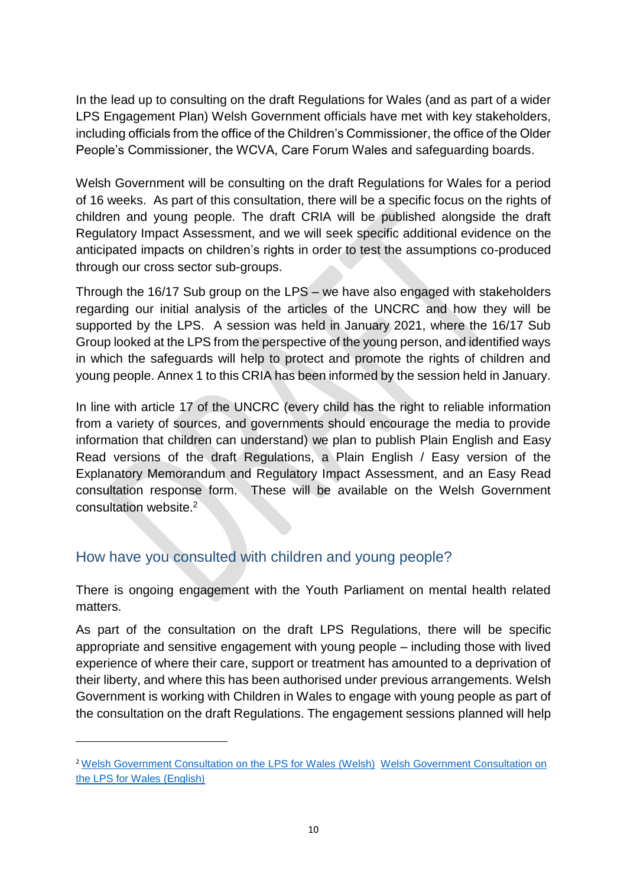In the lead up to consulting on the draft Regulations for Wales (and as part of a wider LPS Engagement Plan) Welsh Government officials have met with key stakeholders, including officials from the office of the Children's Commissioner, the office of the Older People's Commissioner, the WCVA, Care Forum Wales and safeguarding boards.

Welsh Government will be consulting on the draft Regulations for Wales for a period of 16 weeks. As part of this consultation, there will be a specific focus on the rights of children and young people. The draft CRIA will be published alongside the draft Regulatory Impact Assessment, and we will seek specific additional evidence on the anticipated impacts on children's rights in order to test the assumptions co-produced through our cross sector sub-groups.

Through the 16/17 Sub group on the LPS – we have also engaged with stakeholders regarding our initial analysis of the articles of the UNCRC and how they will be supported by the LPS. A session was held in January 2021, where the 16/17 Sub Group looked at the LPS from the perspective of the young person, and identified ways in which the safeguards will help to protect and promote the rights of children and young people. Annex 1 to this CRIA has been informed by the session held in January.

In line with article 17 of the UNCRC (every child has the right to reliable information from a variety of sources, and governments should encourage the media to provide information that children can understand) we plan to publish Plain English and Easy Read versions of the draft Regulations, a Plain English / Easy version of the Explanatory Memorandum and Regulatory Impact Assessment, and an Easy Read consultation response form. These will be available on the Welsh Government consultation website.[2]

## How have you consulted with children and young people?

There is ongoing engagement with the Youth Parliament on mental health related matters.

As part of the consultation on the draft LPS Regulations, there will be specific appropriate and sensitive engagement with young people – including those with lived experience of where their care, support or treatment has amounted to a deprivation of their liberty, and where this has been authorised under previous arrangements. Welsh Government is working with Children in Wales to engage with young people as part of the consultation on the draft Regulations. The engagement sessions planned will help

---

[2] Welsh Government Consultation on the LPS for Wales (Welsh) Welsh Government Consultation on the LPS for Wales (English)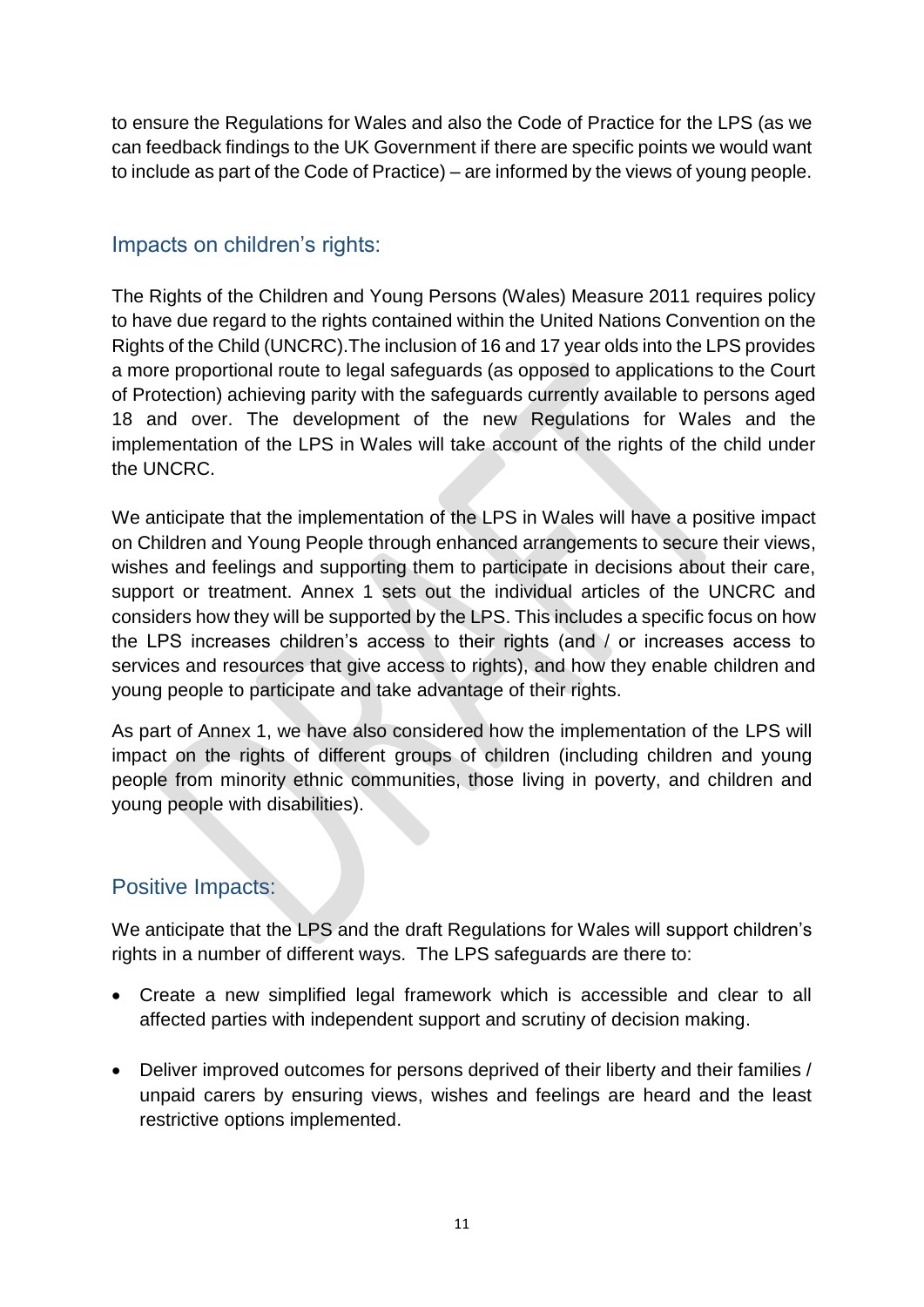to ensure the Regulations for Wales and also the Code of Practice for the LPS (as we can feedback findings to the UK Government if there are specific points we would want to include as part of the Code of Practice) – are informed by the views of young people.

## Impacts on children's rights:

The Rights of the Children and Young Persons (Wales) Measure 2011 requires policy to have due regard to the rights contained within the United Nations Convention on the Rights of the Child (UNCRC).The inclusion of 16 and 17 year olds into the LPS provides a more proportional route to legal safeguards (as opposed to applications to the Court of Protection) achieving parity with the safeguards currently available to persons aged 18 and over. The development of the new Regulations for Wales and the implementation of the LPS in Wales will take account of the rights of the child under the UNCRC.

We anticipate that the implementation of the LPS in Wales will have a positive impact on Children and Young People through enhanced arrangements to secure their views, wishes and feelings and supporting them to participate in decisions about their care, support or treatment. Annex 1 sets out the individual articles of the UNCRC and considers how they will be supported by the LPS. This includes a specific focus on how the LPS increases children's access to their rights (and / or increases access to services and resources that give access to rights), and how they enable children and young people to participate and take advantage of their rights.

As part of Annex 1, we have also considered how the implementation of the LPS will impact on the rights of different groups of children (including children and young people from minority ethnic communities, those living in poverty, and children and young people with disabilities).

## Positive Impacts:

We anticipate that the LPS and the draft Regulations for Wales will support children's rights in a number of different ways. The LPS safeguards are there to:

- Create a new simplified legal framework which is accessible and clear to all affected parties with independent support and scrutiny of decision making.
- Deliver improved outcomes for persons deprived of their liberty and their families / unpaid carers by ensuring views, wishes and feelings are heard and the least restrictive options implemented.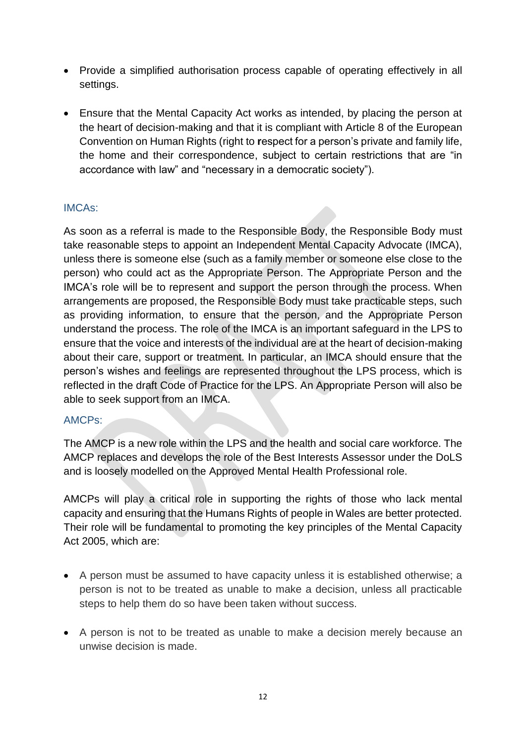- Provide a simplified authorisation process capable of operating effectively in all settings.

- Ensure that the Mental Capacity Act works as intended, by placing the person at the heart of decision-making and that it is compliant with Article 8 of the European Convention on Human Rights (right to respect for a person's private and family life, the home and their correspondence, subject to certain restrictions that are "in accordance with law" and "necessary in a democratic society").

### IMCAs:

As soon as a referral is made to the Responsible Body, the Responsible Body must take reasonable steps to appoint an Independent Mental Capacity Advocate (IMCA), unless there is someone else (such as a family member or someone else close to the person) who could act as the Appropriate Person. The Appropriate Person and the IMCA's role will be to represent and support the person through the process. When arrangements are proposed, the Responsible Body must take practicable steps, such as providing information, to ensure that the person, and the Appropriate Person understand the process. The role of the IMCA is an important safeguard in the LPS to ensure that the voice and interests of the individual are at the heart of decision-making about their care, support or treatment. In particular, an IMCA should ensure that the person's wishes and feelings are represented throughout the LPS process, which is reflected in the draft Code of Practice for the LPS. An Appropriate Person will also be able to seek support from an IMCA.

### AMCPs:

The AMCP is a new role within the LPS and the health and social care workforce. The AMCP replaces and develops the role of the Best Interests Assessor under the DoLS and is loosely modelled on the Approved Mental Health Professional role.

AMCPs will play a critical role in supporting the rights of those who lack mental capacity and ensuring that the Humans Rights of people in Wales are better protected. Their role will be fundamental to promoting the key principles of the Mental Capacity Act 2005, which are:

- A person must be assumed to have capacity unless it is established otherwise; a person is not to be treated as unable to make a decision, unless all practicable steps to help them do so have been taken without success.

- A person is not to be treated as unable to make a decision merely because an unwise decision is made.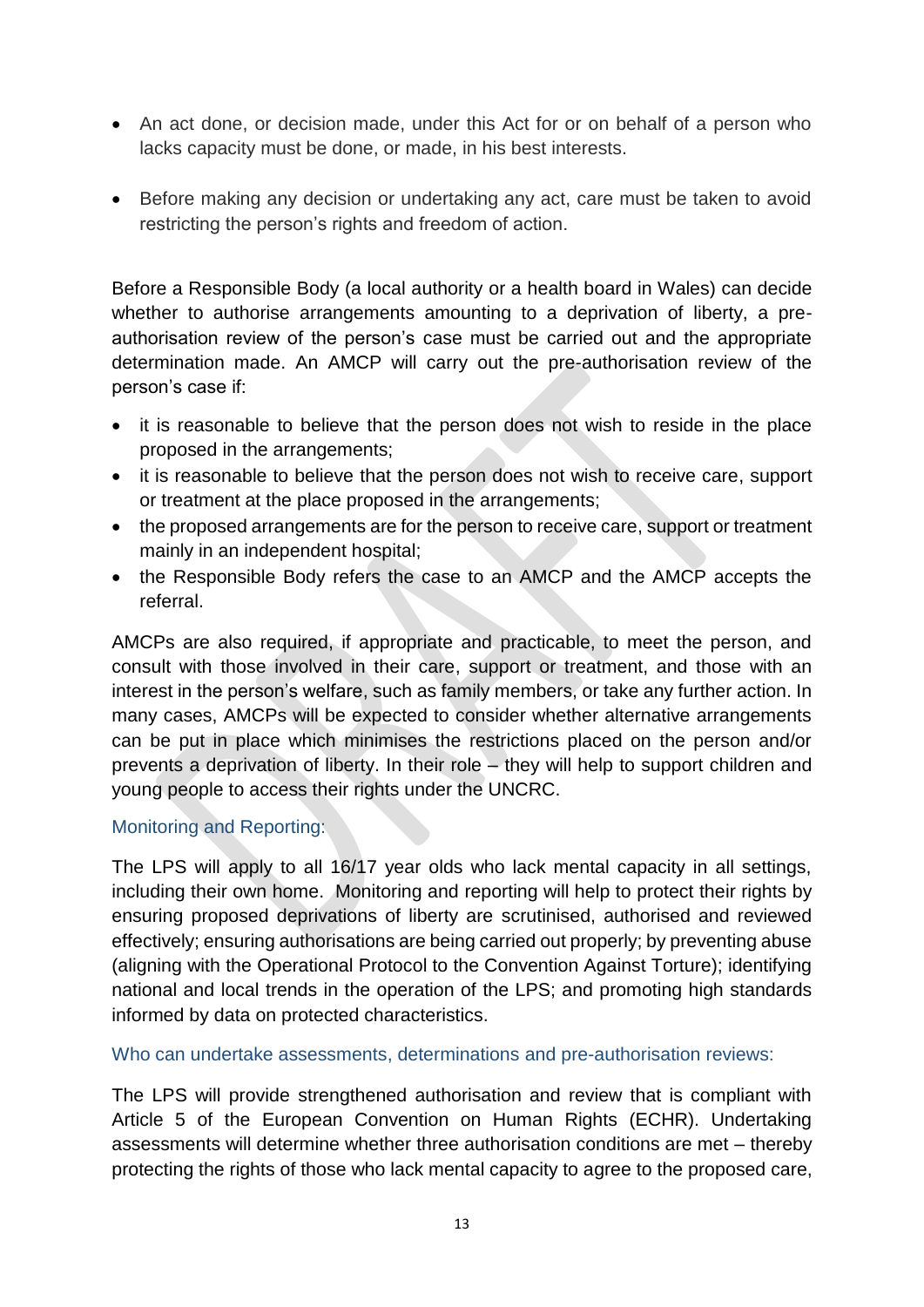- An act done, or decision made, under this Act for or on behalf of a person who lacks capacity must be done, or made, in his best interests.

- Before making any decision or undertaking any act, care must be taken to avoid restricting the person's rights and freedom of action.

Before a Responsible Body (a local authority or a health board in Wales) can decide whether to authorise arrangements amounting to a deprivation of liberty, a pre-authorisation review of the person's case must be carried out and the appropriate determination made. An AMCP will carry out the pre-authorisation review of the person's case if:

- it is reasonable to believe that the person does not wish to reside in the place proposed in the arrangements;
- it is reasonable to believe that the person does not wish to receive care, support or treatment at the place proposed in the arrangements;
- the proposed arrangements are for the person to receive care, support or treatment mainly in an independent hospital;
- the Responsible Body refers the case to an AMCP and the AMCP accepts the referral.

AMCPs are also required, if appropriate and practicable, to meet the person, and consult with those involved in their care, support or treatment, and those with an interest in the person's welfare, such as family members, or take any further action. In many cases, AMCPs will be expected to consider whether alternative arrangements can be put in place which minimises the restrictions placed on the person and/or prevents a deprivation of liberty. In their role – they will help to support children and young people to access their rights under the UNCRC.

### Monitoring and Reporting:

The LPS will apply to all 16/17 year olds who lack mental capacity in all settings, including their own home. Monitoring and reporting will help to protect their rights by ensuring proposed deprivations of liberty are scrutinised, authorised and reviewed effectively; ensuring authorisations are being carried out properly; by preventing abuse (aligning with the Operational Protocol to the Convention Against Torture); identifying national and local trends in the operation of the LPS; and promoting high standards informed by data on protected characteristics.

### Who can undertake assessments, determinations and pre-authorisation reviews:

The LPS will provide strengthened authorisation and review that is compliant with Article 5 of the European Convention on Human Rights (ECHR). Undertaking assessments will determine whether three authorisation conditions are met – thereby protecting the rights of those who lack mental capacity to agree to the proposed care,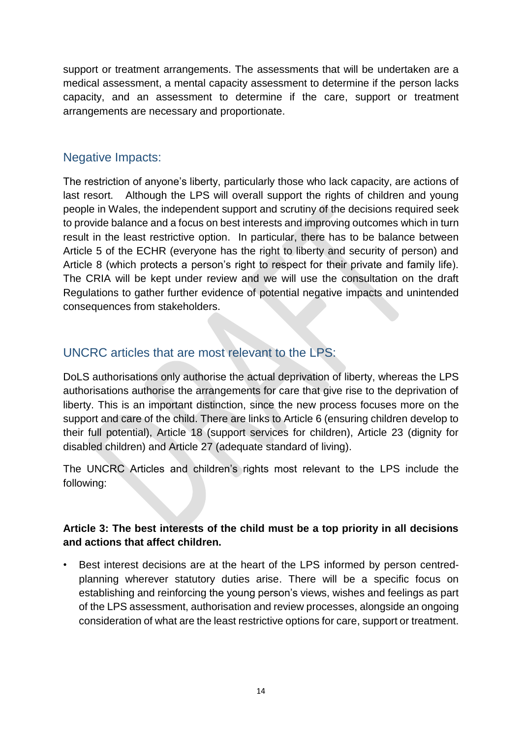support or treatment arrangements. The assessments that will be undertaken are a medical assessment, a mental capacity assessment to determine if the person lacks capacity, and an assessment to determine if the care, support or treatment arrangements are necessary and proportionate.

## Negative Impacts:

The restriction of anyone's liberty, particularly those who lack capacity, are actions of last resort. Although the LPS will overall support the rights of children and young people in Wales, the independent support and scrutiny of the decisions required seek to provide balance and a focus on best interests and improving outcomes which in turn result in the least restrictive option. In particular, there has to be balance between Article 5 of the ECHR (everyone has the right to liberty and security of person) and Article 8 (which protects a person's right to respect for their private and family life). The CRIA will be kept under review and we will use the consultation on the draft Regulations to gather further evidence of potential negative impacts and unintended consequences from stakeholders.

## UNCRC articles that are most relevant to the LPS:

DoLS authorisations only authorise the actual deprivation of liberty, whereas the LPS authorisations authorise the arrangements for care that give rise to the deprivation of liberty. This is an important distinction, since the new process focuses more on the support and care of the child. There are links to Article 6 (ensuring children develop to their full potential), Article 18 (support services for children), Article 23 (dignity for disabled children) and Article 27 (adequate standard of living).

The UNCRC Articles and children's rights most relevant to the LPS include the following:

**Article 3: The best interests of the child must be a top priority in all decisions and actions that affect children.**

- Best interest decisions are at the heart of the LPS informed by person centred-planning wherever statutory duties arise. There will be a specific focus on establishing and reinforcing the young person's views, wishes and feelings as part of the LPS assessment, authorisation and review processes, alongside an ongoing consideration of what are the least restrictive options for care, support or treatment.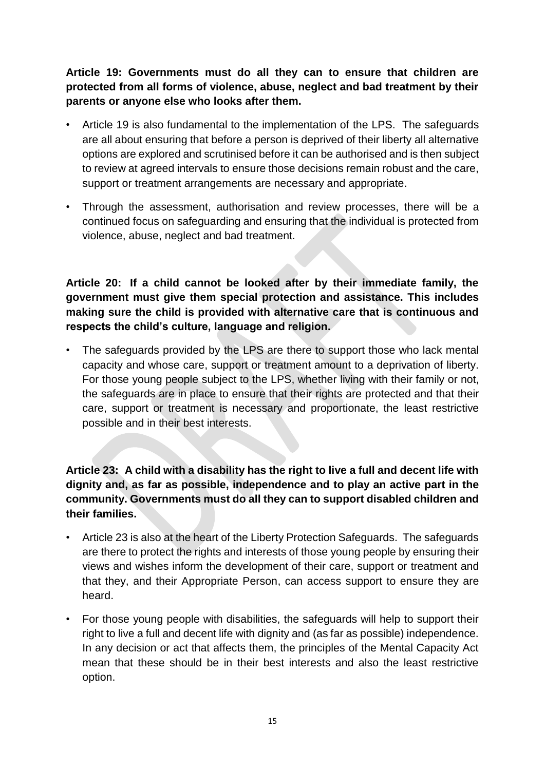**Article 19: Governments must do all they can to ensure that children are protected from all forms of violence, abuse, neglect and bad treatment by their parents or anyone else who looks after them.**

- Article 19 is also fundamental to the implementation of the LPS. The safeguards are all about ensuring that before a person is deprived of their liberty all alternative options are explored and scrutinised before it can be authorised and is then subject to review at agreed intervals to ensure those decisions remain robust and the care, support or treatment arrangements are necessary and appropriate.
- Through the assessment, authorisation and review processes, there will be a continued focus on safeguarding and ensuring that the individual is protected from violence, abuse, neglect and bad treatment.

**Article 20: If a child cannot be looked after by their immediate family, the government must give them special protection and assistance. This includes making sure the child is provided with alternative care that is continuous and respects the child's culture, language and religion.**

- The safeguards provided by the LPS are there to support those who lack mental capacity and whose care, support or treatment amount to a deprivation of liberty. For those young people subject to the LPS, whether living with their family or not, the safeguards are in place to ensure that their rights are protected and that their care, support or treatment is necessary and proportionate, the least restrictive possible and in their best interests.

**Article 23: A child with a disability has the right to live a full and decent life with dignity and, as far as possible, independence and to play an active part in the community. Governments must do all they can to support disabled children and their families.**

- Article 23 is also at the heart of the Liberty Protection Safeguards. The safeguards are there to protect the rights and interests of those young people by ensuring their views and wishes inform the development of their care, support or treatment and that they, and their Appropriate Person, can access support to ensure they are heard.
- For those young people with disabilities, the safeguards will help to support their right to live a full and decent life with dignity and (as far as possible) independence. In any decision or act that affects them, the principles of the Mental Capacity Act mean that these should be in their best interests and also the least restrictive option.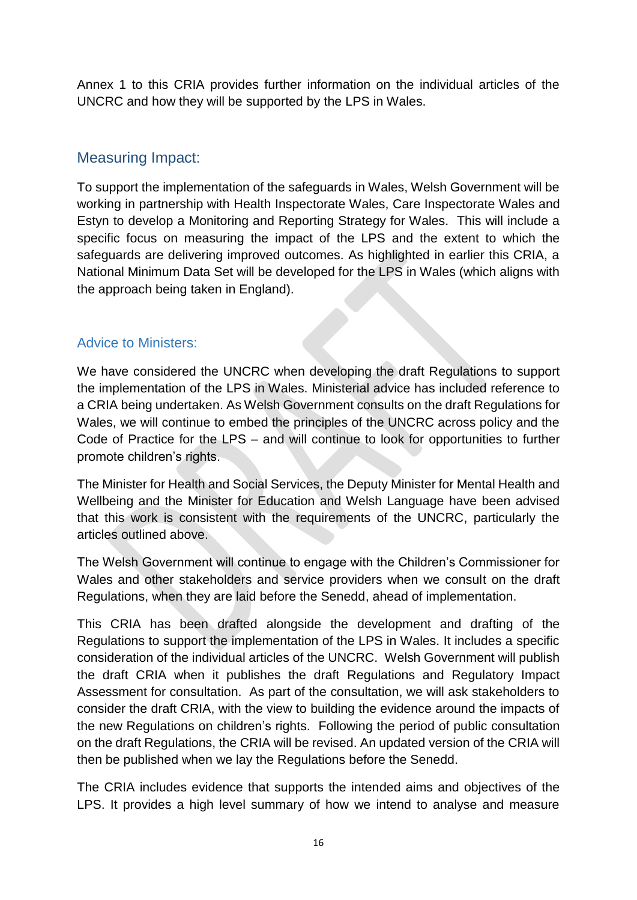Annex 1 to this CRIA provides further information on the individual articles of the UNCRC and how they will be supported by the LPS in Wales.

## Measuring Impact:

To support the implementation of the safeguards in Wales, Welsh Government will be working in partnership with Health Inspectorate Wales, Care Inspectorate Wales and Estyn to develop a Monitoring and Reporting Strategy for Wales. This will include a specific focus on measuring the impact of the LPS and the extent to which the safeguards are delivering improved outcomes. As highlighted in earlier this CRIA, a National Minimum Data Set will be developed for the LPS in Wales (which aligns with the approach being taken in England).

## Advice to Ministers:

We have considered the UNCRC when developing the draft Regulations to support the implementation of the LPS in Wales. Ministerial advice has included reference to a CRIA being undertaken. As Welsh Government consults on the draft Regulations for Wales, we will continue to embed the principles of the UNCRC across policy and the Code of Practice for the LPS – and will continue to look for opportunities to further promote children's rights.

The Minister for Health and Social Services, the Deputy Minister for Mental Health and Wellbeing and the Minister for Education and Welsh Language have been advised that this work is consistent with the requirements of the UNCRC, particularly the articles outlined above.

The Welsh Government will continue to engage with the Children's Commissioner for Wales and other stakeholders and service providers when we consult on the draft Regulations, when they are laid before the Senedd, ahead of implementation.

This CRIA has been drafted alongside the development and drafting of the Regulations to support the implementation of the LPS in Wales. It includes a specific consideration of the individual articles of the UNCRC. Welsh Government will publish the draft CRIA when it publishes the draft Regulations and Regulatory Impact Assessment for consultation. As part of the consultation, we will ask stakeholders to consider the draft CRIA, with the view to building the evidence around the impacts of the new Regulations on children's rights. Following the period of public consultation on the draft Regulations, the CRIA will be revised. An updated version of the CRIA will then be published when we lay the Regulations before the Senedd.

The CRIA includes evidence that supports the intended aims and objectives of the LPS. It provides a high level summary of how we intend to analyse and measure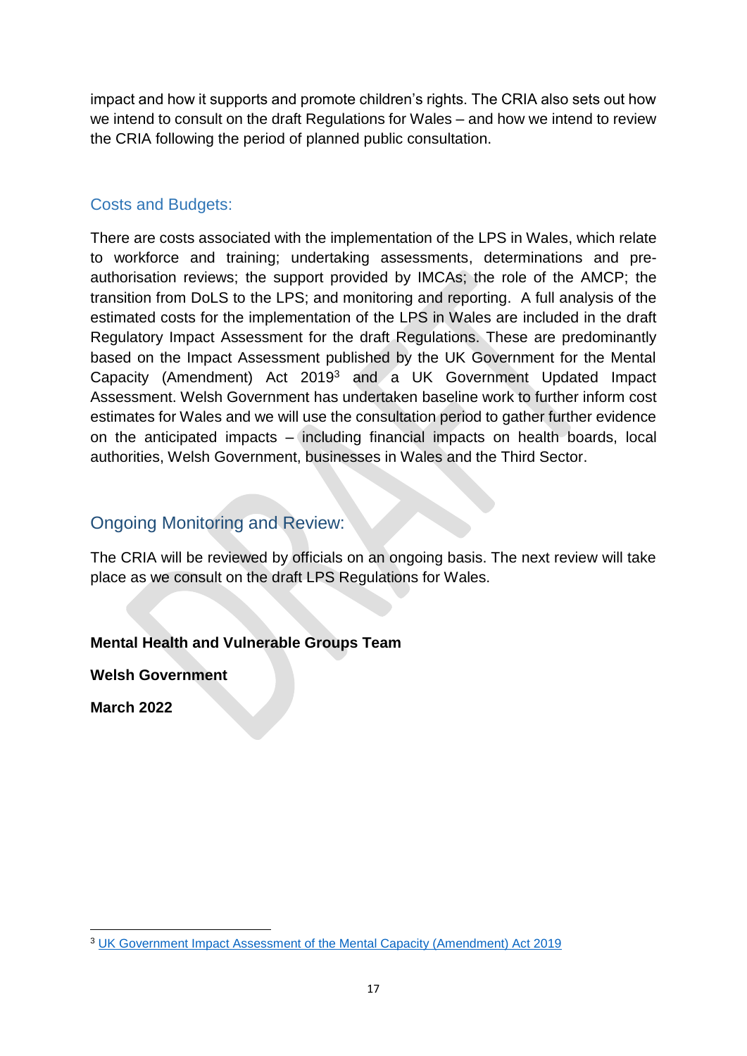impact and how it supports and promote children's rights. The CRIA also sets out how we intend to consult on the draft Regulations for Wales – and how we intend to review the CRIA following the period of planned public consultation.

## Costs and Budgets:

There are costs associated with the implementation of the LPS in Wales, which relate to workforce and training; undertaking assessments, determinations and pre-authorisation reviews; the support provided by IMCAs; the role of the AMCP; the transition from DoLS to the LPS; and monitoring and reporting. A full analysis of the estimated costs for the implementation of the LPS in Wales are included in the draft Regulatory Impact Assessment for the draft Regulations. These are predominantly based on the Impact Assessment published by the UK Government for the Mental Capacity (Amendment) Act 2019[3] and a UK Government Updated Impact Assessment. Welsh Government has undertaken baseline work to further inform cost estimates for Wales and we will use the consultation period to gather further evidence on the anticipated impacts – including financial impacts on health boards, local authorities, Welsh Government, businesses in Wales and the Third Sector.

## Ongoing Monitoring and Review:

The CRIA will be reviewed by officials on an ongoing basis. The next review will take place as we consult on the draft LPS Regulations for Wales.

**Mental Health and Vulnerable Groups Team**

**Welsh Government**

**March 2022**

---

[3] UK Government Impact Assessment of the Mental Capacity (Amendment) Act 2019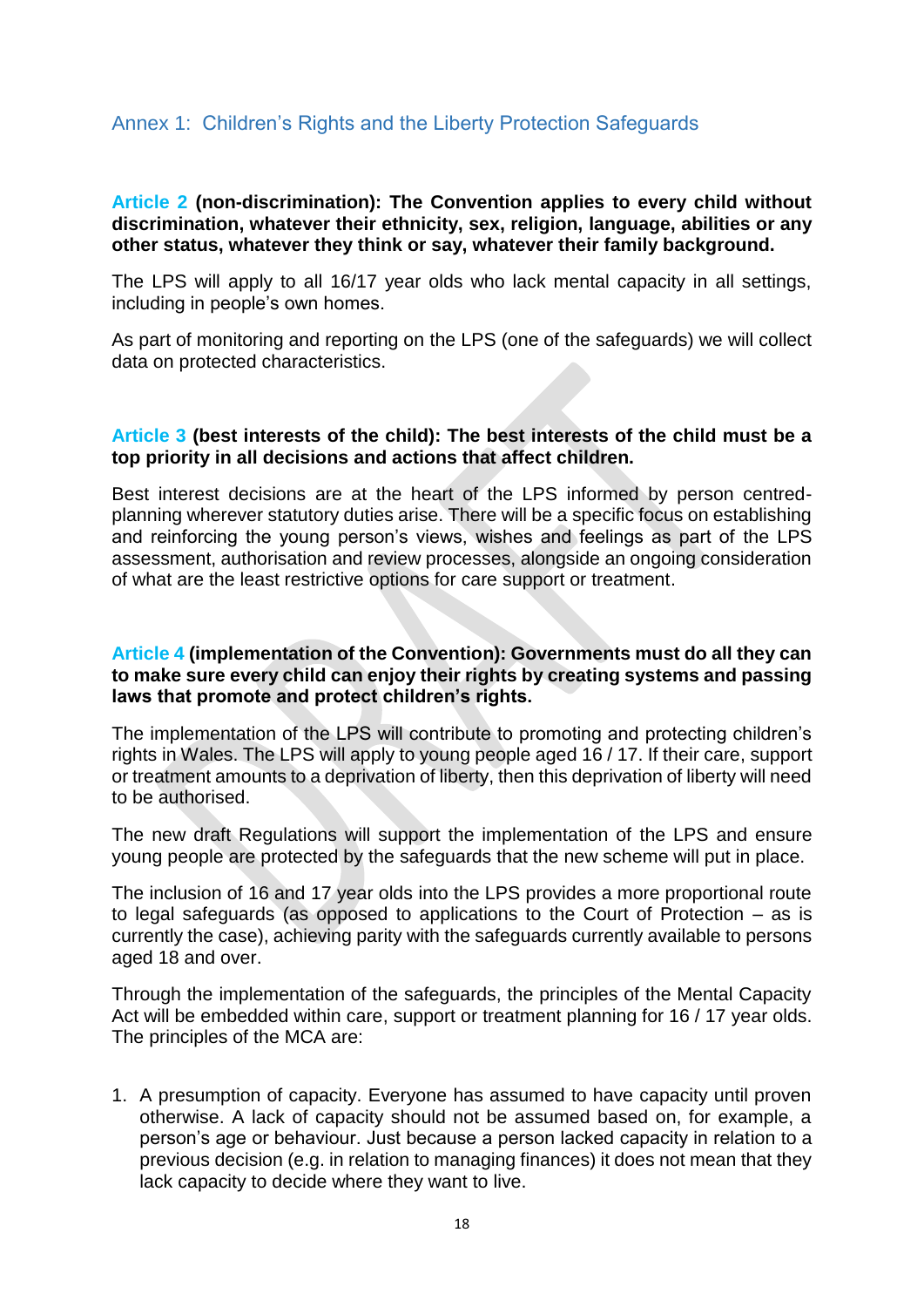## Annex 1: Children's Rights and the Liberty Protection Safeguards

**Article 2 (non-discrimination): The Convention applies to every child without discrimination, whatever their ethnicity, sex, religion, language, abilities or any other status, whatever they think or say, whatever their family background.**

The LPS will apply to all 16/17 year olds who lack mental capacity in all settings, including in people's own homes.

As part of monitoring and reporting on the LPS (one of the safeguards) we will collect data on protected characteristics.

**Article 3 (best interests of the child): The best interests of the child must be a top priority in all decisions and actions that affect children.**

Best interest decisions are at the heart of the LPS informed by person centred-planning wherever statutory duties arise. There will be a specific focus on establishing and reinforcing the young person's views, wishes and feelings as part of the LPS assessment, authorisation and review processes, alongside an ongoing consideration of what are the least restrictive options for care support or treatment.

**Article 4 (implementation of the Convention): Governments must do all they can to make sure every child can enjoy their rights by creating systems and passing laws that promote and protect children's rights.**

The implementation of the LPS will contribute to promoting and protecting children's rights in Wales. The LPS will apply to young people aged 16 / 17. If their care, support or treatment amounts to a deprivation of liberty, then this deprivation of liberty will need to be authorised.

The new draft Regulations will support the implementation of the LPS and ensure young people are protected by the safeguards that the new scheme will put in place.

The inclusion of 16 and 17 year olds into the LPS provides a more proportional route to legal safeguards (as opposed to applications to the Court of Protection – as is currently the case), achieving parity with the safeguards currently available to persons aged 18 and over.

Through the implementation of the safeguards, the principles of the Mental Capacity Act will be embedded within care, support or treatment planning for 16 / 17 year olds. The principles of the MCA are:

1. A presumption of capacity. Everyone has assumed to have capacity until proven otherwise. A lack of capacity should not be assumed based on, for example, a person's age or behaviour. Just because a person lacked capacity in relation to a previous decision (e.g. in relation to managing finances) it does not mean that they lack capacity to decide where they want to live.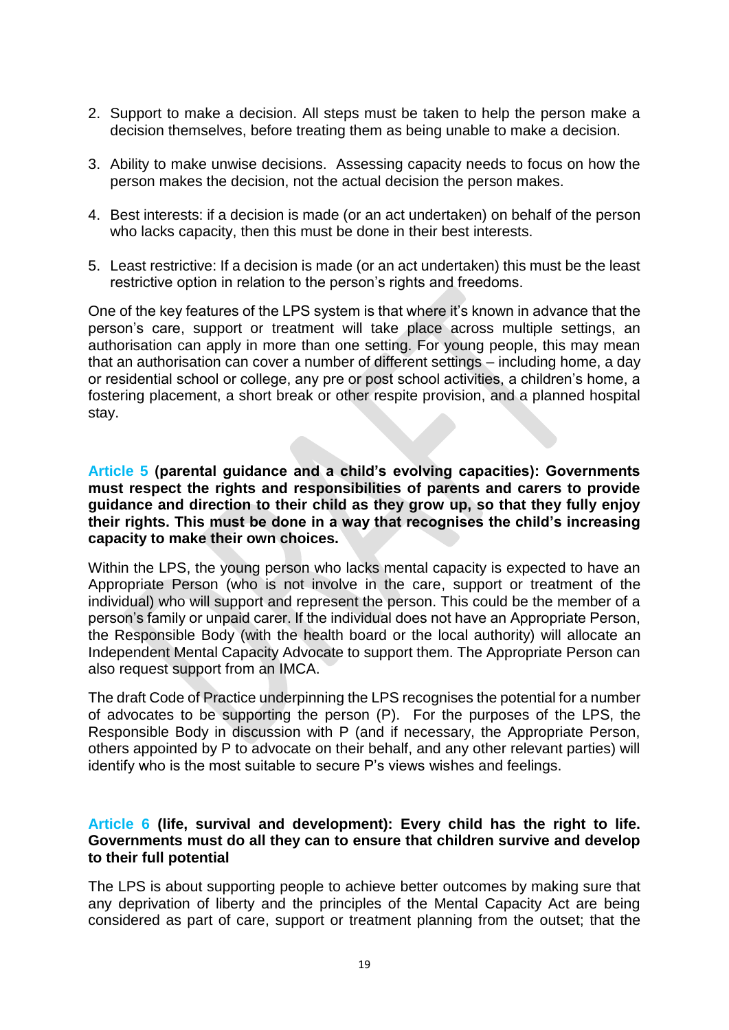2. Support to make a decision. All steps must be taken to help the person make a decision themselves, before treating them as being unable to make a decision.

3. Ability to make unwise decisions. Assessing capacity needs to focus on how the person makes the decision, not the actual decision the person makes.

4. Best interests: if a decision is made (or an act undertaken) on behalf of the person who lacks capacity, then this must be done in their best interests.

5. Least restrictive: If a decision is made (or an act undertaken) this must be the least restrictive option in relation to the person's rights and freedoms.

One of the key features of the LPS system is that where it's known in advance that the person's care, support or treatment will take place across multiple settings, an authorisation can apply in more than one setting. For young people, this may mean that an authorisation can cover a number of different settings – including home, a day or residential school or college, any pre or post school activities, a children's home, a fostering placement, a short break or other respite provision, and a planned hospital stay.

**Article 5 (parental guidance and a child's evolving capacities): Governments must respect the rights and responsibilities of parents and carers to provide guidance and direction to their child as they grow up, so that they fully enjoy their rights. This must be done in a way that recognises the child's increasing capacity to make their own choices.**

Within the LPS, the young person who lacks mental capacity is expected to have an Appropriate Person (who is not involve in the care, support or treatment of the individual) who will support and represent the person. This could be the member of a person's family or unpaid carer. If the individual does not have an Appropriate Person, the Responsible Body (with the health board or the local authority) will allocate an Independent Mental Capacity Advocate to support them. The Appropriate Person can also request support from an IMCA.

The draft Code of Practice underpinning the LPS recognises the potential for a number of advocates to be supporting the person (P). For the purposes of the LPS, the Responsible Body in discussion with P (and if necessary, the Appropriate Person, others appointed by P to advocate on their behalf, and any other relevant parties) will identify who is the most suitable to secure P's views wishes and feelings.

**Article 6 (life, survival and development): Every child has the right to life. Governments must do all they can to ensure that children survive and develop to their full potential**

The LPS is about supporting people to achieve better outcomes by making sure that any deprivation of liberty and the principles of the Mental Capacity Act are being considered as part of care, support or treatment planning from the outset; that the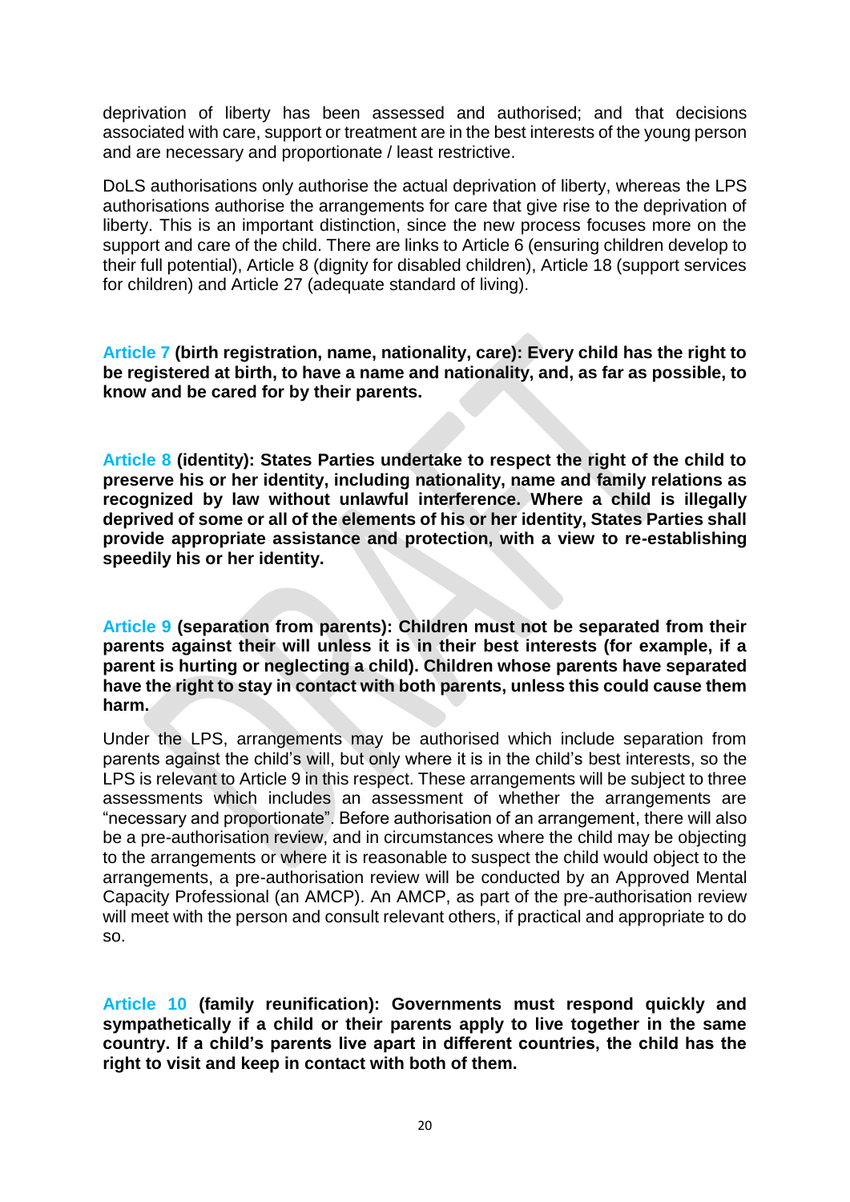deprivation of liberty has been assessed and authorised; and that decisions associated with care, support or treatment are in the best interests of the young person and are necessary and proportionate / least restrictive.

DoLS authorisations only authorise the actual deprivation of liberty, whereas the LPS authorisations authorise the arrangements for care that give rise to the deprivation of liberty. This is an important distinction, since the new process focuses more on the support and care of the child. There are links to Article 6 (ensuring children develop to their full potential), Article 8 (dignity for disabled children), Article 18 (support services for children) and Article 27 (adequate standard of living).

**Article 7 (birth registration, name, nationality, care): Every child has the right to be registered at birth, to have a name and nationality, and, as far as possible, to know and be cared for by their parents.**

**Article 8 (identity): States Parties undertake to respect the right of the child to preserve his or her identity, including nationality, name and family relations as recognized by law without unlawful interference. Where a child is illegally deprived of some or all of the elements of his or her identity, States Parties shall provide appropriate assistance and protection, with a view to re-establishing speedily his or her identity.**

**Article 9 (separation from parents): Children must not be separated from their parents against their will unless it is in their best interests (for example, if a parent is hurting or neglecting a child). Children whose parents have separated have the right to stay in contact with both parents, unless this could cause them harm.**

Under the LPS, arrangements may be authorised which include separation from parents against the child's will, but only where it is in the child's best interests, so the LPS is relevant to Article 9 in this respect. These arrangements will be subject to three assessments which includes an assessment of whether the arrangements are "necessary and proportionate". Before authorisation of an arrangement, there will also be a pre-authorisation review, and in circumstances where the child may be objecting to the arrangements or where it is reasonable to suspect the child would object to the arrangements, a pre-authorisation review will be conducted by an Approved Mental Capacity Professional (an AMCP). An AMCP, as part of the pre-authorisation review will meet with the person and consult relevant others, if practical and appropriate to do so.

**Article 10 (family reunification): Governments must respond quickly and sympathetically if a child or their parents apply to live together in the same country. If a child's parents live apart in different countries, the child has the right to visit and keep in contact with both of them.**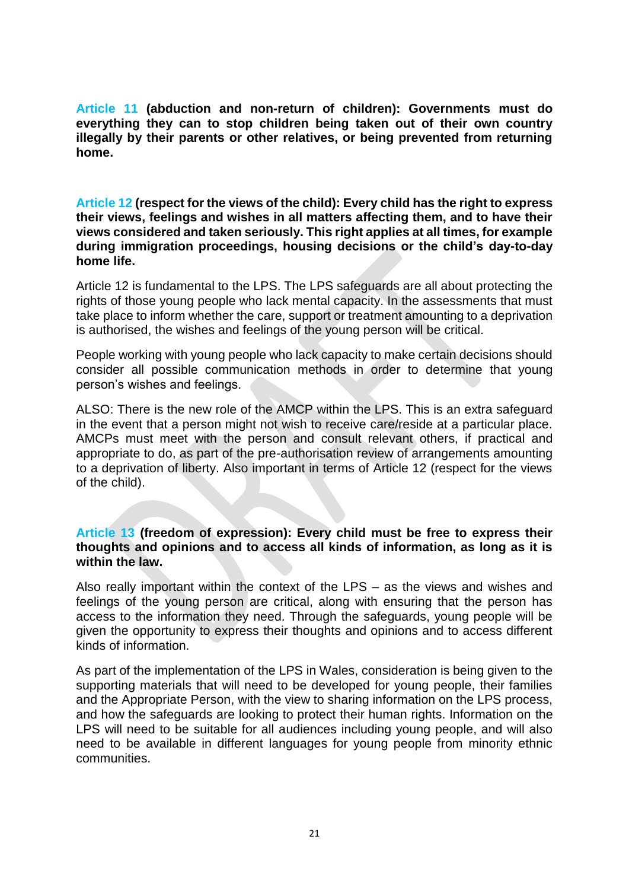**Article 11 (abduction and non-return of children): Governments must do everything they can to stop children being taken out of their own country illegally by their parents or other relatives, or being prevented from returning home.**

**Article 12 (respect for the views of the child): Every child has the right to express their views, feelings and wishes in all matters affecting them, and to have their views considered and taken seriously. This right applies at all times, for example during immigration proceedings, housing decisions or the child's day-to-day home life.**

Article 12 is fundamental to the LPS. The LPS safeguards are all about protecting the rights of those young people who lack mental capacity. In the assessments that must take place to inform whether the care, support or treatment amounting to a deprivation is authorised, the wishes and feelings of the young person will be critical.

People working with young people who lack capacity to make certain decisions should consider all possible communication methods in order to determine that young person's wishes and feelings.

ALSO: There is the new role of the AMCP within the LPS. This is an extra safeguard in the event that a person might not wish to receive care/reside at a particular place. AMCPs must meet with the person and consult relevant others, if practical and appropriate to do, as part of the pre-authorisation review of arrangements amounting to a deprivation of liberty. Also important in terms of Article 12 (respect for the views of the child).

**Article 13 (freedom of expression): Every child must be free to express their thoughts and opinions and to access all kinds of information, as long as it is within the law.**

Also really important within the context of the LPS – as the views and wishes and feelings of the young person are critical, along with ensuring that the person has access to the information they need. Through the safeguards, young people will be given the opportunity to express their thoughts and opinions and to access different kinds of information.

As part of the implementation of the LPS in Wales, consideration is being given to the supporting materials that will need to be developed for young people, their families and the Appropriate Person, with the view to sharing information on the LPS process, and how the safeguards are looking to protect their human rights. Information on the LPS will need to be suitable for all audiences including young people, and will also need to be available in different languages for young people from minority ethnic communities.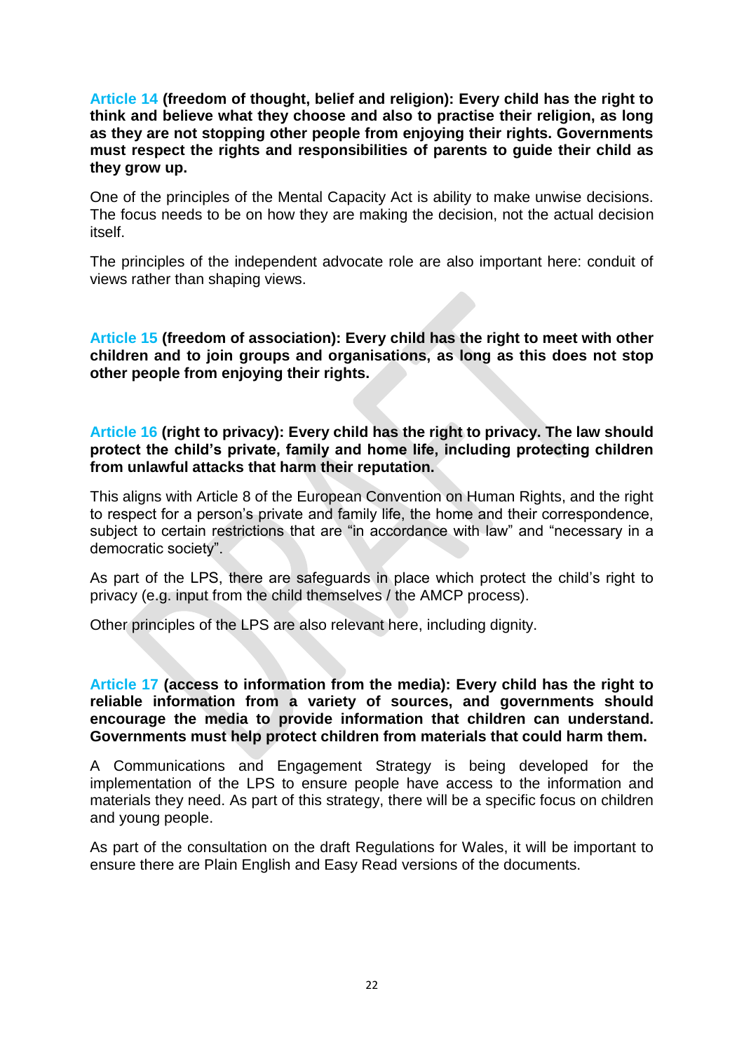**Article 14 (freedom of thought, belief and religion): Every child has the right to think and believe what they choose and also to practise their religion, as long as they are not stopping other people from enjoying their rights. Governments must respect the rights and responsibilities of parents to guide their child as they grow up.**

One of the principles of the Mental Capacity Act is ability to make unwise decisions. The focus needs to be on how they are making the decision, not the actual decision itself.

The principles of the independent advocate role are also important here: conduit of views rather than shaping views.

**Article 15 (freedom of association): Every child has the right to meet with other children and to join groups and organisations, as long as this does not stop other people from enjoying their rights.**

**Article 16 (right to privacy): Every child has the right to privacy. The law should protect the child's private, family and home life, including protecting children from unlawful attacks that harm their reputation.**

This aligns with Article 8 of the European Convention on Human Rights, and the right to respect for a person's private and family life, the home and their correspondence, subject to certain restrictions that are "in accordance with law" and "necessary in a democratic society".

As part of the LPS, there are safeguards in place which protect the child's right to privacy (e.g. input from the child themselves / the AMCP process).

Other principles of the LPS are also relevant here, including dignity.

**Article 17 (access to information from the media): Every child has the right to reliable information from a variety of sources, and governments should encourage the media to provide information that children can understand. Governments must help protect children from materials that could harm them.**

A Communications and Engagement Strategy is being developed for the implementation of the LPS to ensure people have access to the information and materials they need. As part of this strategy, there will be a specific focus on children and young people.

As part of the consultation on the draft Regulations for Wales, it will be important to ensure there are Plain English and Easy Read versions of the documents.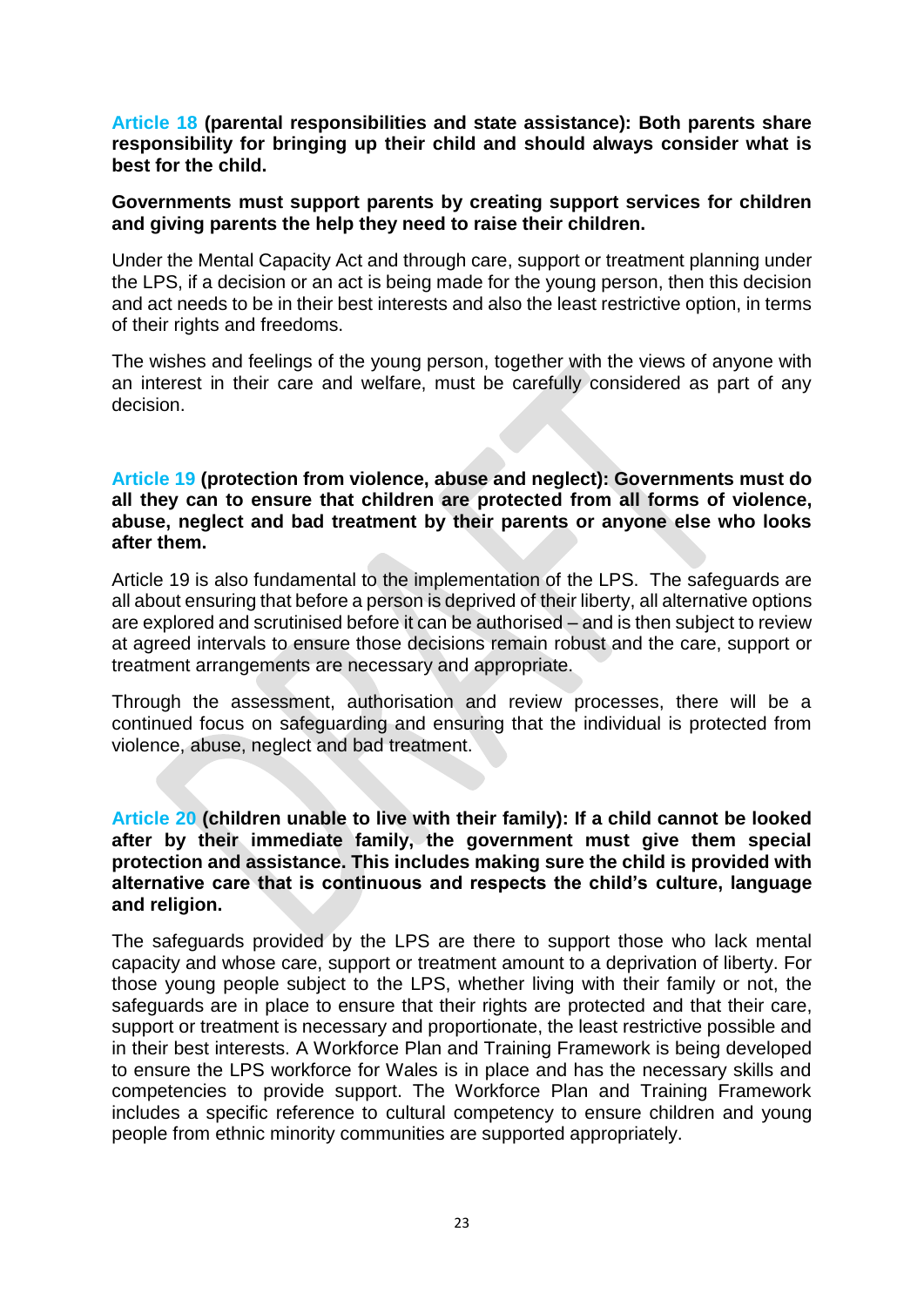**Article 18 (parental responsibilities and state assistance): Both parents share responsibility for bringing up their child and should always consider what is best for the child.**

**Governments must support parents by creating support services for children and giving parents the help they need to raise their children.**

Under the Mental Capacity Act and through care, support or treatment planning under the LPS, if a decision or an act is being made for the young person, then this decision and act needs to be in their best interests and also the least restrictive option, in terms of their rights and freedoms.

The wishes and feelings of the young person, together with the views of anyone with an interest in their care and welfare, must be carefully considered as part of any decision.

**Article 19 (protection from violence, abuse and neglect): Governments must do all they can to ensure that children are protected from all forms of violence, abuse, neglect and bad treatment by their parents or anyone else who looks after them.**

Article 19 is also fundamental to the implementation of the LPS. The safeguards are all about ensuring that before a person is deprived of their liberty, all alternative options are explored and scrutinised before it can be authorised – and is then subject to review at agreed intervals to ensure those decisions remain robust and the care, support or treatment arrangements are necessary and appropriate.

Through the assessment, authorisation and review processes, there will be a continued focus on safeguarding and ensuring that the individual is protected from violence, abuse, neglect and bad treatment.

**Article 20 (children unable to live with their family): If a child cannot be looked after by their immediate family, the government must give them special protection and assistance. This includes making sure the child is provided with alternative care that is continuous and respects the child's culture, language and religion.**

The safeguards provided by the LPS are there to support those who lack mental capacity and whose care, support or treatment amount to a deprivation of liberty. For those young people subject to the LPS, whether living with their family or not, the safeguards are in place to ensure that their rights are protected and that their care, support or treatment is necessary and proportionate, the least restrictive possible and in their best interests. A Workforce Plan and Training Framework is being developed to ensure the LPS workforce for Wales is in place and has the necessary skills and competencies to provide support. The Workforce Plan and Training Framework includes a specific reference to cultural competency to ensure children and young people from ethnic minority communities are supported appropriately.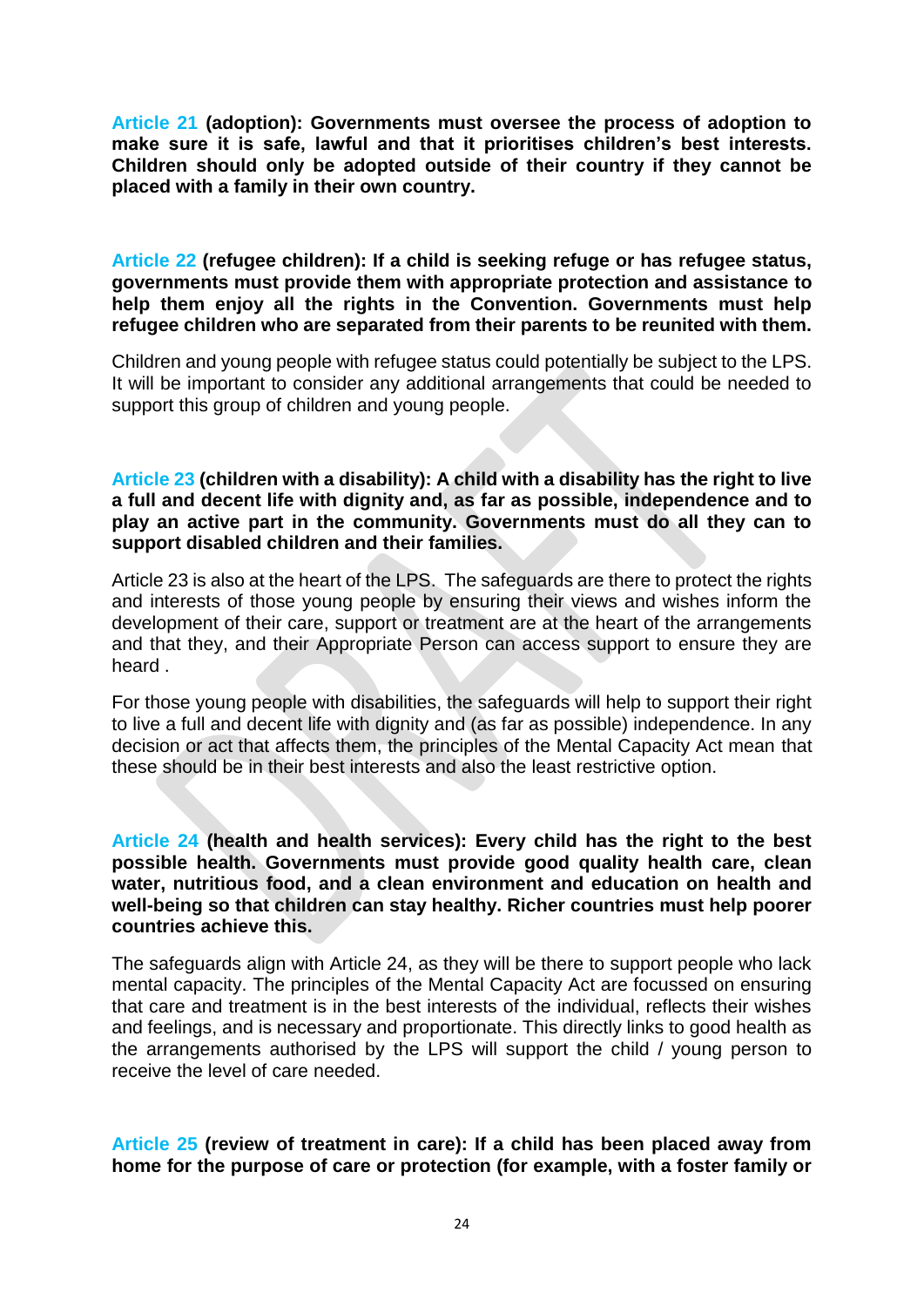**Article 21 (adoption): Governments must oversee the process of adoption to make sure it is safe, lawful and that it prioritises children's best interests. Children should only be adopted outside of their country if they cannot be placed with a family in their own country.**

**Article 22 (refugee children): If a child is seeking refuge or has refugee status, governments must provide them with appropriate protection and assistance to help them enjoy all the rights in the Convention. Governments must help refugee children who are separated from their parents to be reunited with them.**

Children and young people with refugee status could potentially be subject to the LPS. It will be important to consider any additional arrangements that could be needed to support this group of children and young people.

**Article 23 (children with a disability): A child with a disability has the right to live a full and decent life with dignity and, as far as possible, independence and to play an active part in the community. Governments must do all they can to support disabled children and their families.**

Article 23 is also at the heart of the LPS. The safeguards are there to protect the rights and interests of those young people by ensuring their views and wishes inform the development of their care, support or treatment are at the heart of the arrangements and that they, and their Appropriate Person can access support to ensure they are heard .

For those young people with disabilities, the safeguards will help to support their right to live a full and decent life with dignity and (as far as possible) independence. In any decision or act that affects them, the principles of the Mental Capacity Act mean that these should be in their best interests and also the least restrictive option.

**Article 24 (health and health services): Every child has the right to the best possible health. Governments must provide good quality health care, clean water, nutritious food, and a clean environment and education on health and well-being so that children can stay healthy. Richer countries must help poorer countries achieve this.**

The safeguards align with Article 24, as they will be there to support people who lack mental capacity. The principles of the Mental Capacity Act are focussed on ensuring that care and treatment is in the best interests of the individual, reflects their wishes and feelings, and is necessary and proportionate. This directly links to good health as the arrangements authorised by the LPS will support the child / young person to receive the level of care needed.

**Article 25 (review of treatment in care): If a child has been placed away from home for the purpose of care or protection (for example, with a foster family or**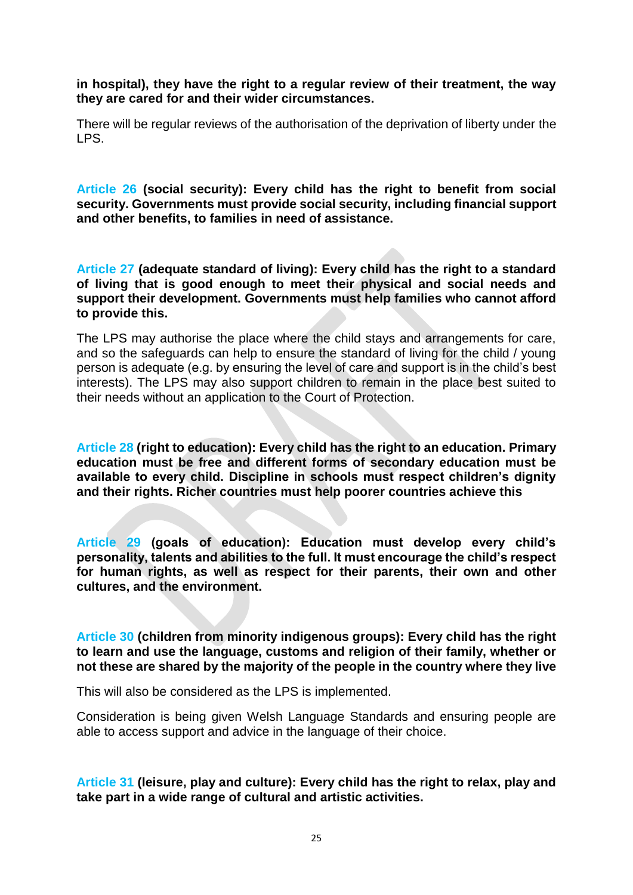**in hospital), they have the right to a regular review of their treatment, the way they are cared for and their wider circumstances.**

There will be regular reviews of the authorisation of the deprivation of liberty under the LPS.

**Article 26 (social security): Every child has the right to benefit from social security. Governments must provide social security, including financial support and other benefits, to families in need of assistance.**

**Article 27 (adequate standard of living): Every child has the right to a standard of living that is good enough to meet their physical and social needs and support their development. Governments must help families who cannot afford to provide this.**

The LPS may authorise the place where the child stays and arrangements for care, and so the safeguards can help to ensure the standard of living for the child / young person is adequate (e.g. by ensuring the level of care and support is in the child's best interests). The LPS may also support children to remain in the place best suited to their needs without an application to the Court of Protection.

**Article 28 (right to education): Every child has the right to an education. Primary education must be free and different forms of secondary education must be available to every child. Discipline in schools must respect children's dignity and their rights. Richer countries must help poorer countries achieve this**

**Article 29 (goals of education): Education must develop every child's personality, talents and abilities to the full. It must encourage the child's respect for human rights, as well as respect for their parents, their own and other cultures, and the environment.**

**Article 30 (children from minority indigenous groups): Every child has the right to learn and use the language, customs and religion of their family, whether or not these are shared by the majority of the people in the country where they live**

This will also be considered as the LPS is implemented.

Consideration is being given Welsh Language Standards and ensuring people are able to access support and advice in the language of their choice.

**Article 31 (leisure, play and culture): Every child has the right to relax, play and take part in a wide range of cultural and artistic activities.**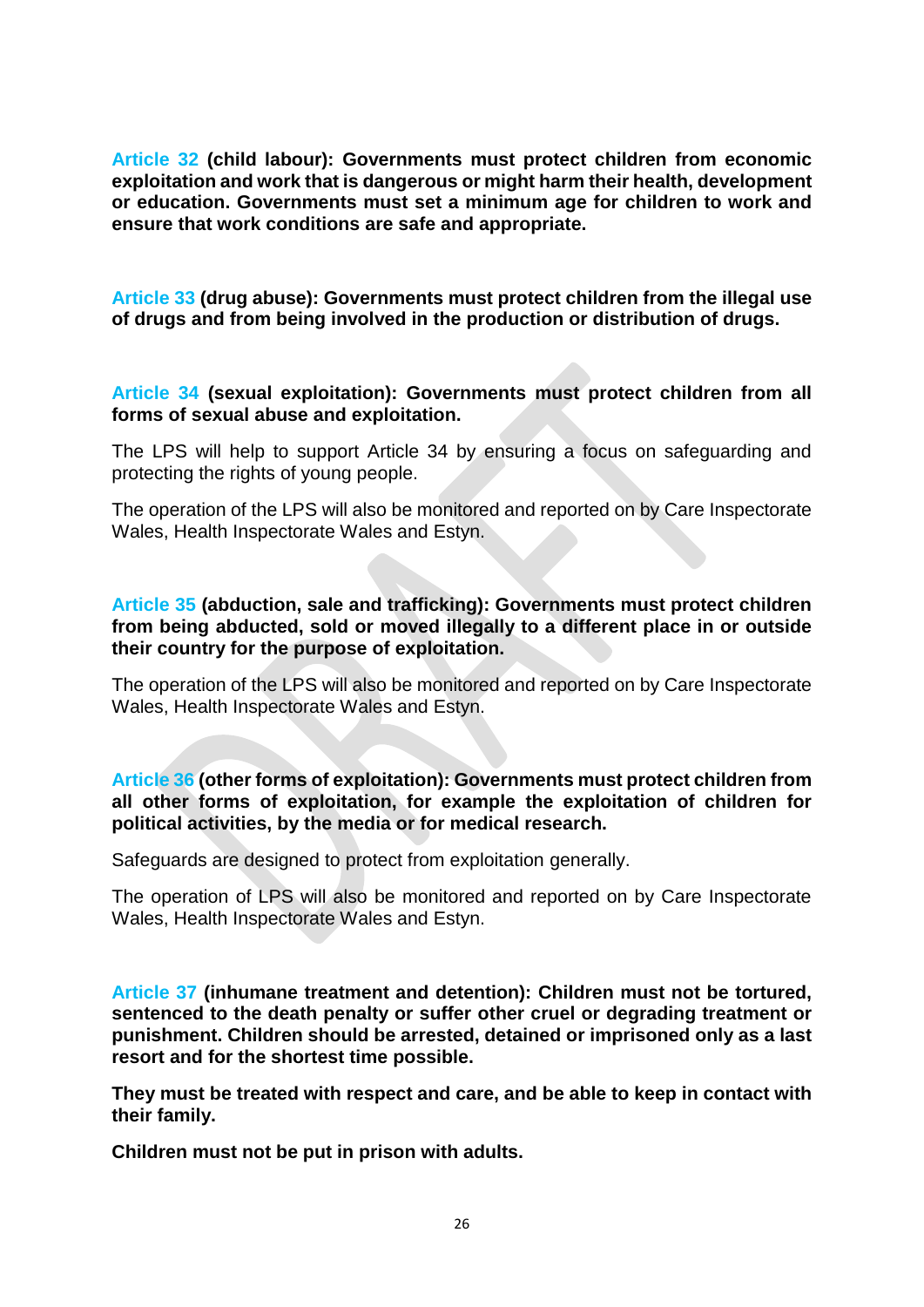**Article 32 (child labour): Governments must protect children from economic exploitation and work that is dangerous or might harm their health, development or education. Governments must set a minimum age for children to work and ensure that work conditions are safe and appropriate.**

**Article 33 (drug abuse): Governments must protect children from the illegal use of drugs and from being involved in the production or distribution of drugs.**

**Article 34 (sexual exploitation): Governments must protect children from all forms of sexual abuse and exploitation.**

The LPS will help to support Article 34 by ensuring a focus on safeguarding and protecting the rights of young people.

The operation of the LPS will also be monitored and reported on by Care Inspectorate Wales, Health Inspectorate Wales and Estyn.

**Article 35 (abduction, sale and trafficking): Governments must protect children from being abducted, sold or moved illegally to a different place in or outside their country for the purpose of exploitation.**

The operation of the LPS will also be monitored and reported on by Care Inspectorate Wales, Health Inspectorate Wales and Estyn.

**Article 36 (other forms of exploitation): Governments must protect children from all other forms of exploitation, for example the exploitation of children for political activities, by the media or for medical research.**

Safeguards are designed to protect from exploitation generally.

The operation of LPS will also be monitored and reported on by Care Inspectorate Wales, Health Inspectorate Wales and Estyn.

**Article 37 (inhumane treatment and detention): Children must not be tortured, sentenced to the death penalty or suffer other cruel or degrading treatment or punishment. Children should be arrested, detained or imprisoned only as a last resort and for the shortest time possible.**

**They must be treated with respect and care, and be able to keep in contact with their family.**

**Children must not be put in prison with adults.**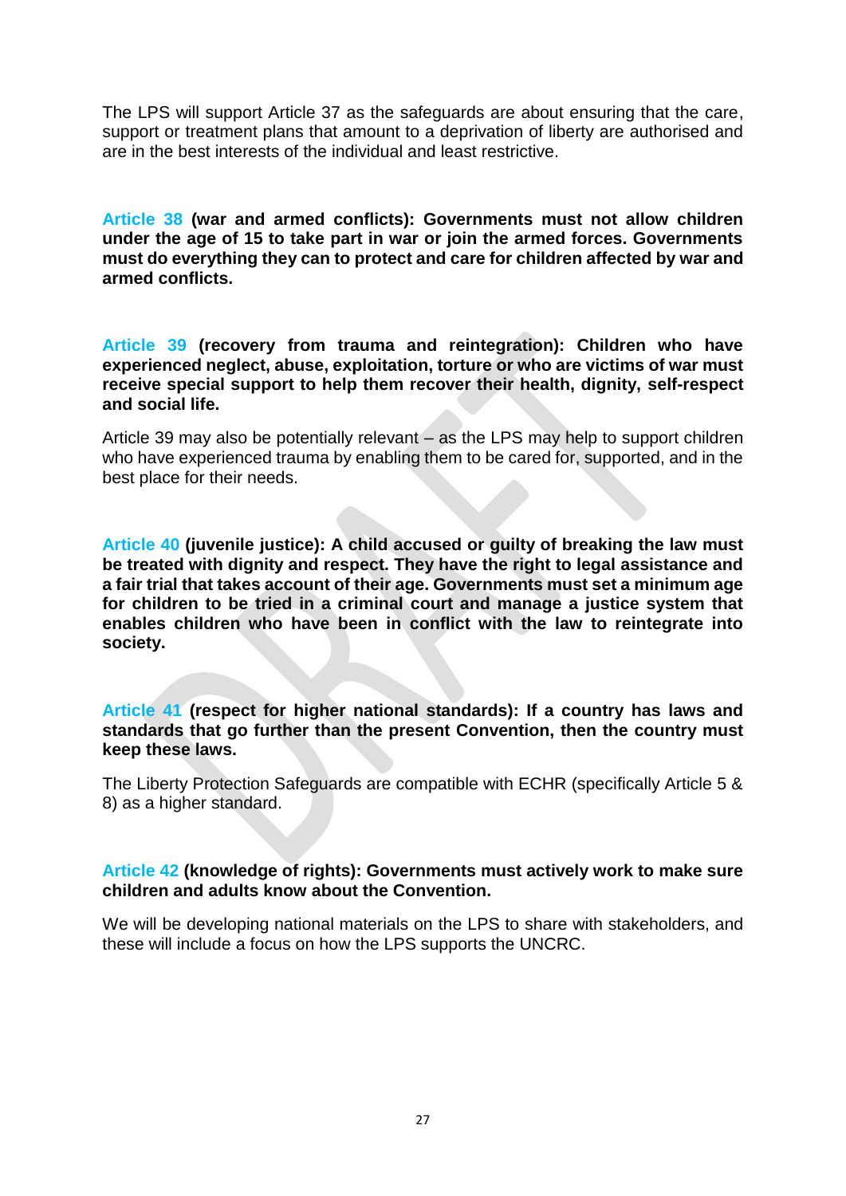The LPS will support Article 37 as the safeguards are about ensuring that the care, support or treatment plans that amount to a deprivation of liberty are authorised and are in the best interests of the individual and least restrictive.

**Article 38 (war and armed conflicts): Governments must not allow children under the age of 15 to take part in war or join the armed forces. Governments must do everything they can to protect and care for children affected by war and armed conflicts.**

**Article 39 (recovery from trauma and reintegration): Children who have experienced neglect, abuse, exploitation, torture or who are victims of war must receive special support to help them recover their health, dignity, self-respect and social life.**

Article 39 may also be potentially relevant – as the LPS may help to support children who have experienced trauma by enabling them to be cared for, supported, and in the best place for their needs.

**Article 40 (juvenile justice): A child accused or guilty of breaking the law must be treated with dignity and respect. They have the right to legal assistance and a fair trial that takes account of their age. Governments must set a minimum age for children to be tried in a criminal court and manage a justice system that enables children who have been in conflict with the law to reintegrate into society.**

**Article 41 (respect for higher national standards): If a country has laws and standards that go further than the present Convention, then the country must keep these laws.**

The Liberty Protection Safeguards are compatible with ECHR (specifically Article 5 & 8) as a higher standard.

**Article 42 (knowledge of rights): Governments must actively work to make sure children and adults know about the Convention.**

We will be developing national materials on the LPS to share with stakeholders, and these will include a focus on how the LPS supports the UNCRC.